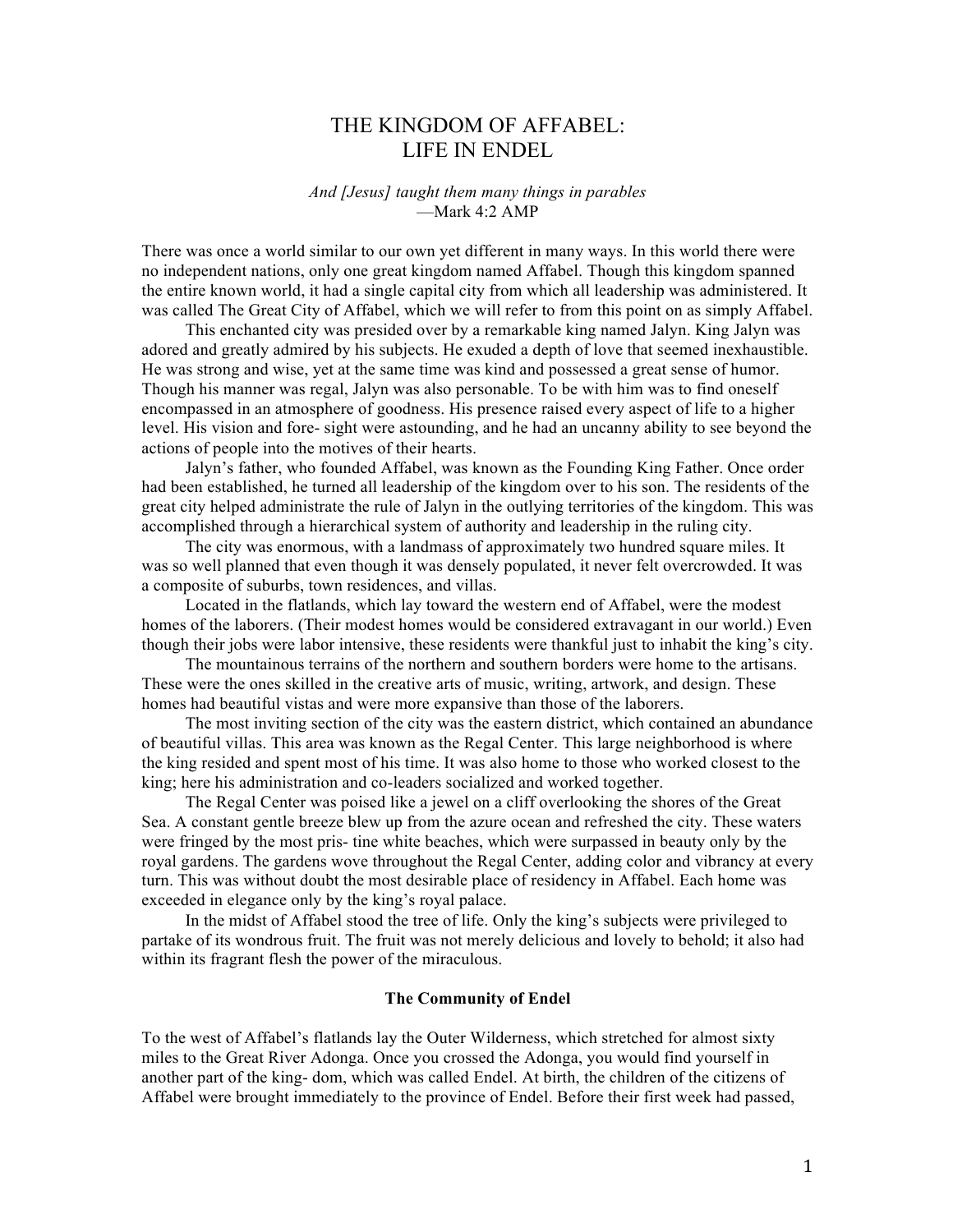# THE KINGDOM OF AFFABEL:
# LIFE IN ENDEL

*And [Jesus] taught them many things in parables*
—Mark 4:2 AMP

There was once a world similar to our own yet different in many ways. In this world there were no independent nations, only one great kingdom named Affabel. Though this kingdom spanned the entire known world, it had a single capital city from which all leadership was administered. It was called The Great City of Affabel, which we will refer to from this point on as simply Affabel.

This enchanted city was presided over by a remarkable king named Jalyn. King Jalyn was adored and greatly admired by his subjects. He exuded a depth of love that seemed inexhaustible. He was strong and wise, yet at the same time was kind and possessed a great sense of humor. Though his manner was regal, Jalyn was also personable. To be with him was to find oneself encompassed in an atmosphere of goodness. His presence raised every aspect of life to a higher level. His vision and fore- sight were astounding, and he had an uncanny ability to see beyond the actions of people into the motives of their hearts.

Jalyn's father, who founded Affabel, was known as the Founding King Father. Once order had been established, he turned all leadership of the kingdom over to his son. The residents of the great city helped administrate the rule of Jalyn in the outlying territories of the kingdom. This was accomplished through a hierarchical system of authority and leadership in the ruling city.

The city was enormous, with a landmass of approximately two hundred square miles. It was so well planned that even though it was densely populated, it never felt overcrowded. It was a composite of suburbs, town residences, and villas.

Located in the flatlands, which lay toward the western end of Affabel, were the modest homes of the laborers. (Their modest homes would be considered extravagant in our world.) Even though their jobs were labor intensive, these residents were thankful just to inhabit the king's city.

The mountainous terrains of the northern and southern borders were home to the artisans. These were the ones skilled in the creative arts of music, writing, artwork, and design. These homes had beautiful vistas and were more expansive than those of the laborers.

The most inviting section of the city was the eastern district, which contained an abundance of beautiful villas. This area was known as the Regal Center. This large neighborhood is where the king resided and spent most of his time. It was also home to those who worked closest to the king; here his administration and co-leaders socialized and worked together.

The Regal Center was poised like a jewel on a cliff overlooking the shores of the Great Sea. A constant gentle breeze blew up from the azure ocean and refreshed the city. These waters were fringed by the most pris- tine white beaches, which were surpassed in beauty only by the royal gardens. The gardens wove throughout the Regal Center, adding color and vibrancy at every turn. This was without doubt the most desirable place of residency in Affabel. Each home was exceeded in elegance only by the king's royal palace.

In the midst of Affabel stood the tree of life. Only the king's subjects were privileged to partake of its wondrous fruit. The fruit was not merely delicious and lovely to behold; it also had within its fragrant flesh the power of the miraculous.

## The Community of Endel

To the west of Affabel's flatlands lay the Outer Wilderness, which stretched for almost sixty miles to the Great River Adonga. Once you crossed the Adonga, you would find yourself in another part of the king- dom, which was called Endel. At birth, the children of the citizens of Affabel were brought immediately to the province of Endel. Before their first week had passed,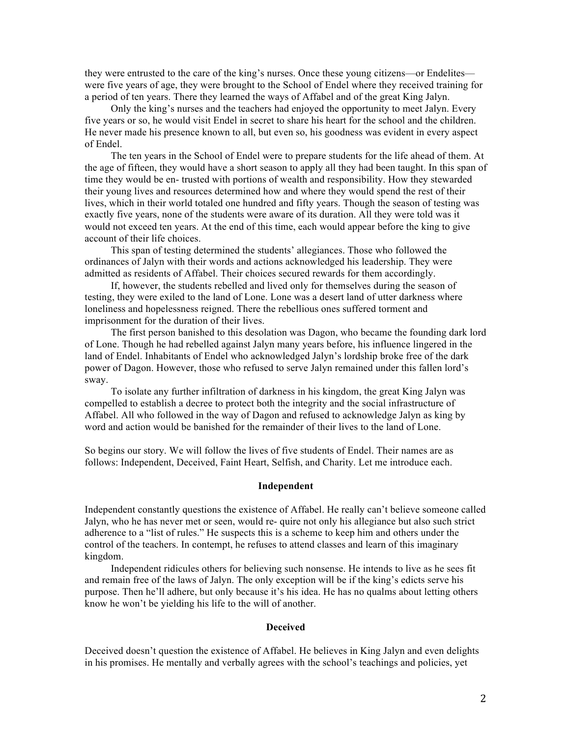they were entrusted to the care of the king's nurses. Once these young citizens—or Endelites—were five years of age, they were brought to the School of Endel where they received training for a period of ten years. There they learned the ways of Affabel and of the great King Jalyn.

Only the king's nurses and the teachers had enjoyed the opportunity to meet Jalyn. Every five years or so, he would visit Endel in secret to share his heart for the school and the children. He never made his presence known to all, but even so, his goodness was evident in every aspect of Endel.

The ten years in the School of Endel were to prepare students for the life ahead of them. At the age of fifteen, they would have a short season to apply all they had been taught. In this span of time they would be en- trusted with portions of wealth and responsibility. How they stewarded their young lives and resources determined how and where they would spend the rest of their lives, which in their world totaled one hundred and fifty years. Though the season of testing was exactly five years, none of the students were aware of its duration. All they were told was it would not exceed ten years. At the end of this time, each would appear before the king to give account of their life choices.

This span of testing determined the students' allegiances. Those who followed the ordinances of Jalyn with their words and actions acknowledged his leadership. They were admitted as residents of Affabel. Their choices secured rewards for them accordingly.

If, however, the students rebelled and lived only for themselves during the season of testing, they were exiled to the land of Lone. Lone was a desert land of utter darkness where loneliness and hopelessness reigned. There the rebellious ones suffered torment and imprisonment for the duration of their lives.

The first person banished to this desolation was Dagon, who became the founding dark lord of Lone. Though he had rebelled against Jalyn many years before, his influence lingered in the land of Endel. Inhabitants of Endel who acknowledged Jalyn's lordship broke free of the dark power of Dagon. However, those who refused to serve Jalyn remained under this fallen lord's sway.

To isolate any further infiltration of darkness in his kingdom, the great King Jalyn was compelled to establish a decree to protect both the integrity and the social infrastructure of Affabel. All who followed in the way of Dagon and refused to acknowledge Jalyn as king by word and action would be banished for the remainder of their lives to the land of Lone.

So begins our story. We will follow the lives of five students of Endel. Their names are as follows: Independent, Deceived, Faint Heart, Selfish, and Charity. Let me introduce each.

### Independent

Independent constantly questions the existence of Affabel. He really can't believe someone called Jalyn, who he has never met or seen, would re- quire not only his allegiance but also such strict adherence to a "list of rules." He suspects this is a scheme to keep him and others under the control of the teachers. In contempt, he refuses to attend classes and learn of this imaginary kingdom.

Independent ridicules others for believing such nonsense. He intends to live as he sees fit and remain free of the laws of Jalyn. The only exception will be if the king's edicts serve his purpose. Then he'll adhere, but only because it's his idea. He has no qualms about letting others know he won't be yielding his life to the will of another.

### Deceived

Deceived doesn't question the existence of Affabel. He believes in King Jalyn and even delights in his promises. He mentally and verbally agrees with the school's teachings and policies, yet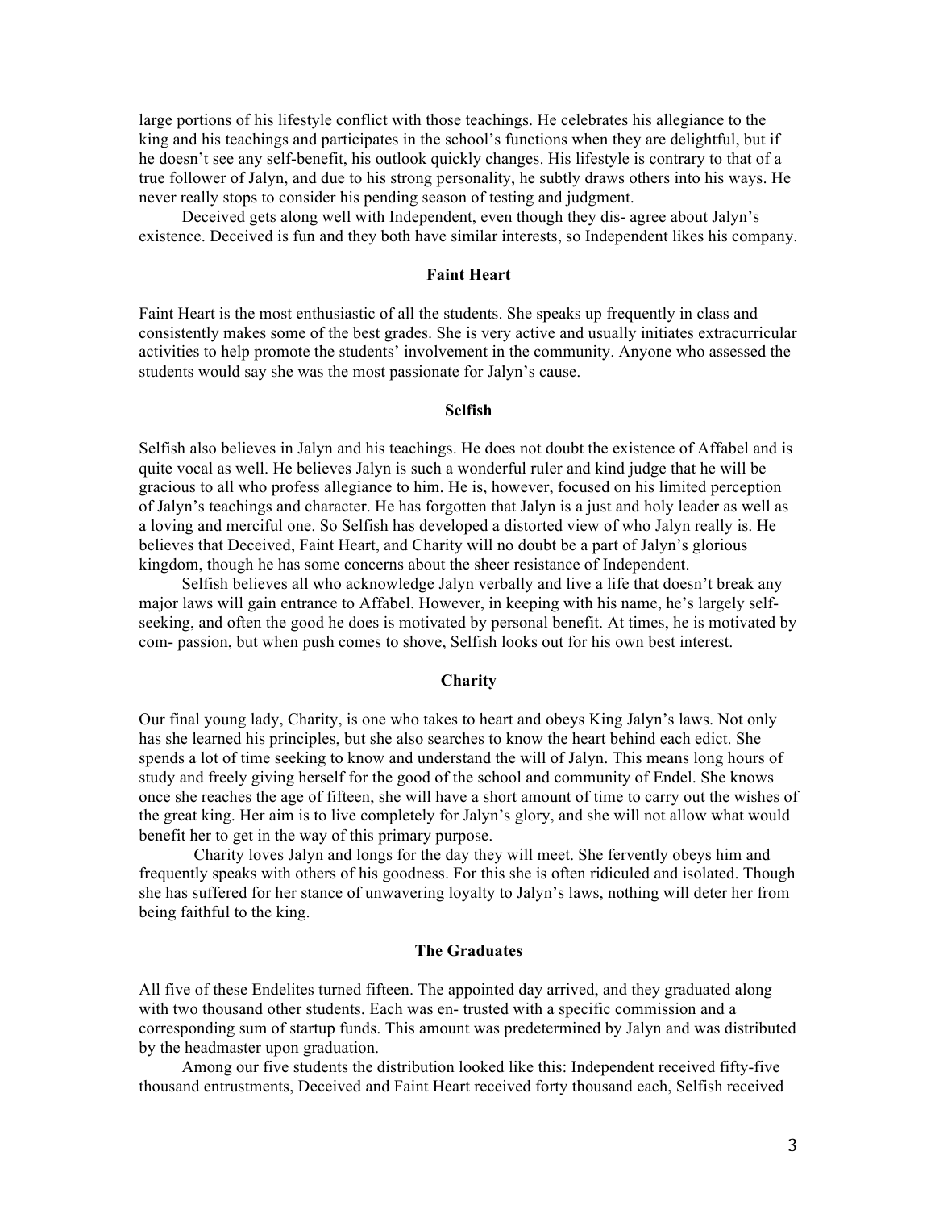large portions of his lifestyle conflict with those teachings. He celebrates his allegiance to the king and his teachings and participates in the school's functions when they are delightful, but if he doesn't see any self-benefit, his outlook quickly changes. His lifestyle is contrary to that of a true follower of Jalyn, and due to his strong personality, he subtly draws others into his ways. He never really stops to consider his pending season of testing and judgment.

Deceived gets along well with Independent, even though they dis- agree about Jalyn's existence. Deceived is fun and they both have similar interests, so Independent likes his company.

### Faint Heart

Faint Heart is the most enthusiastic of all the students. She speaks up frequently in class and consistently makes some of the best grades. She is very active and usually initiates extracurricular activities to help promote the students' involvement in the community. Anyone who assessed the students would say she was the most passionate for Jalyn's cause.

### Selfish

Selfish also believes in Jalyn and his teachings. He does not doubt the existence of Affabel and is quite vocal as well. He believes Jalyn is such a wonderful ruler and kind judge that he will be gracious to all who profess allegiance to him. He is, however, focused on his limited perception of Jalyn's teachings and character. He has forgotten that Jalyn is a just and holy leader as well as a loving and merciful one. So Selfish has developed a distorted view of who Jalyn really is. He believes that Deceived, Faint Heart, and Charity will no doubt be a part of Jalyn's glorious kingdom, though he has some concerns about the sheer resistance of Independent.

Selfish believes all who acknowledge Jalyn verbally and live a life that doesn't break any major laws will gain entrance to Affabel. However, in keeping with his name, he's largely self-seeking, and often the good he does is motivated by personal benefit. At times, he is motivated by com- passion, but when push comes to shove, Selfish looks out for his own best interest.

### Charity

Our final young lady, Charity, is one who takes to heart and obeys King Jalyn's laws. Not only has she learned his principles, but she also searches to know the heart behind each edict. She spends a lot of time seeking to know and understand the will of Jalyn. This means long hours of study and freely giving herself for the good of the school and community of Endel. She knows once she reaches the age of fifteen, she will have a short amount of time to carry out the wishes of the great king. Her aim is to live completely for Jalyn's glory, and she will not allow what would benefit her to get in the way of this primary purpose.

Charity loves Jalyn and longs for the day they will meet. She fervently obeys him and frequently speaks with others of his goodness. For this she is often ridiculed and isolated. Though she has suffered for her stance of unwavering loyalty to Jalyn's laws, nothing will deter her from being faithful to the king.

### The Graduates

All five of these Endelites turned fifteen. The appointed day arrived, and they graduated along with two thousand other students. Each was en- trusted with a specific commission and a corresponding sum of startup funds. This amount was predetermined by Jalyn and was distributed by the headmaster upon graduation.

Among our five students the distribution looked like this: Independent received fifty-five thousand entrustments, Deceived and Faint Heart received forty thousand each, Selfish received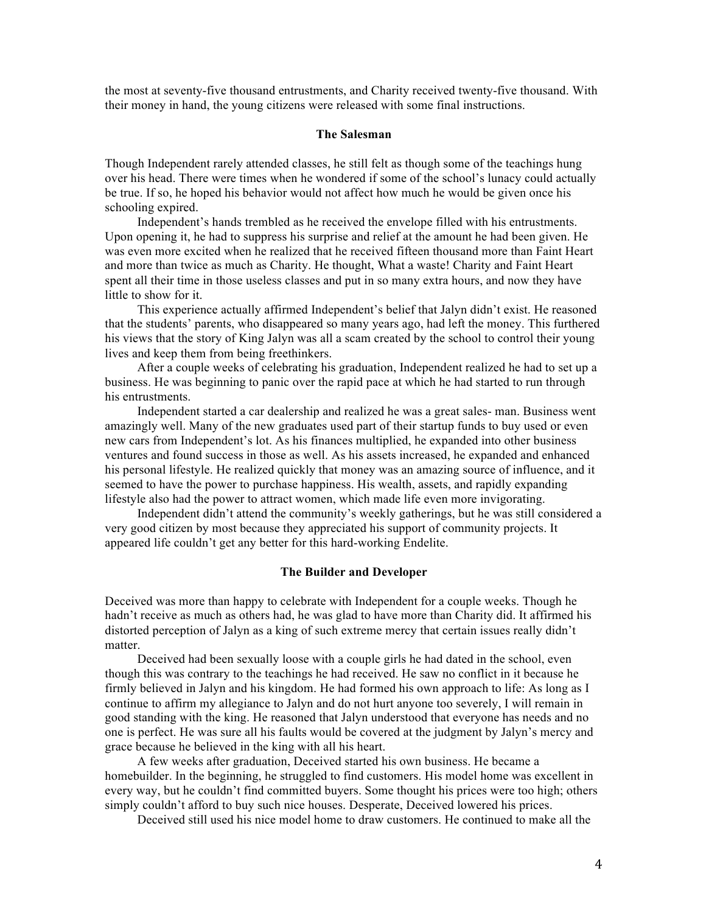the most at seventy-five thousand entrustments, and Charity received twenty-five thousand. With their money in hand, the young citizens were released with some final instructions.

### The Salesman

Though Independent rarely attended classes, he still felt as though some of the teachings hung over his head. There were times when he wondered if some of the school's lunacy could actually be true. If so, he hoped his behavior would not affect how much he would be given once his schooling expired.

Independent's hands trembled as he received the envelope filled with his entrustments. Upon opening it, he had to suppress his surprise and relief at the amount he had been given. He was even more excited when he realized that he received fifteen thousand more than Faint Heart and more than twice as much as Charity. He thought, What a waste! Charity and Faint Heart spent all their time in those useless classes and put in so many extra hours, and now they have little to show for it.

This experience actually affirmed Independent's belief that Jalyn didn't exist. He reasoned that the students' parents, who disappeared so many years ago, had left the money. This furthered his views that the story of King Jalyn was all a scam created by the school to control their young lives and keep them from being freethinkers.

After a couple weeks of celebrating his graduation, Independent realized he had to set up a business. He was beginning to panic over the rapid pace at which he had started to run through his entrustments.

Independent started a car dealership and realized he was a great sales- man. Business went amazingly well. Many of the new graduates used part of their startup funds to buy used or even new cars from Independent's lot. As his finances multiplied, he expanded into other business ventures and found success in those as well. As his assets increased, he expanded and enhanced his personal lifestyle. He realized quickly that money was an amazing source of influence, and it seemed to have the power to purchase happiness. His wealth, assets, and rapidly expanding lifestyle also had the power to attract women, which made life even more invigorating.

Independent didn't attend the community's weekly gatherings, but he was still considered a very good citizen by most because they appreciated his support of community projects. It appeared life couldn't get any better for this hard-working Endelite.

### The Builder and Developer

Deceived was more than happy to celebrate with Independent for a couple weeks. Though he hadn't receive as much as others had, he was glad to have more than Charity did. It affirmed his distorted perception of Jalyn as a king of such extreme mercy that certain issues really didn't matter.

Deceived had been sexually loose with a couple girls he had dated in the school, even though this was contrary to the teachings he had received. He saw no conflict in it because he firmly believed in Jalyn and his kingdom. He had formed his own approach to life: As long as I continue to affirm my allegiance to Jalyn and do not hurt anyone too severely, I will remain in good standing with the king. He reasoned that Jalyn understood that everyone has needs and no one is perfect. He was sure all his faults would be covered at the judgment by Jalyn's mercy and grace because he believed in the king with all his heart.

A few weeks after graduation, Deceived started his own business. He became a homebuilder. In the beginning, he struggled to find customers. His model home was excellent in every way, but he couldn't find committed buyers. Some thought his prices were too high; others simply couldn't afford to buy such nice houses. Desperate, Deceived lowered his prices.

Deceived still used his nice model home to draw customers. He continued to make all the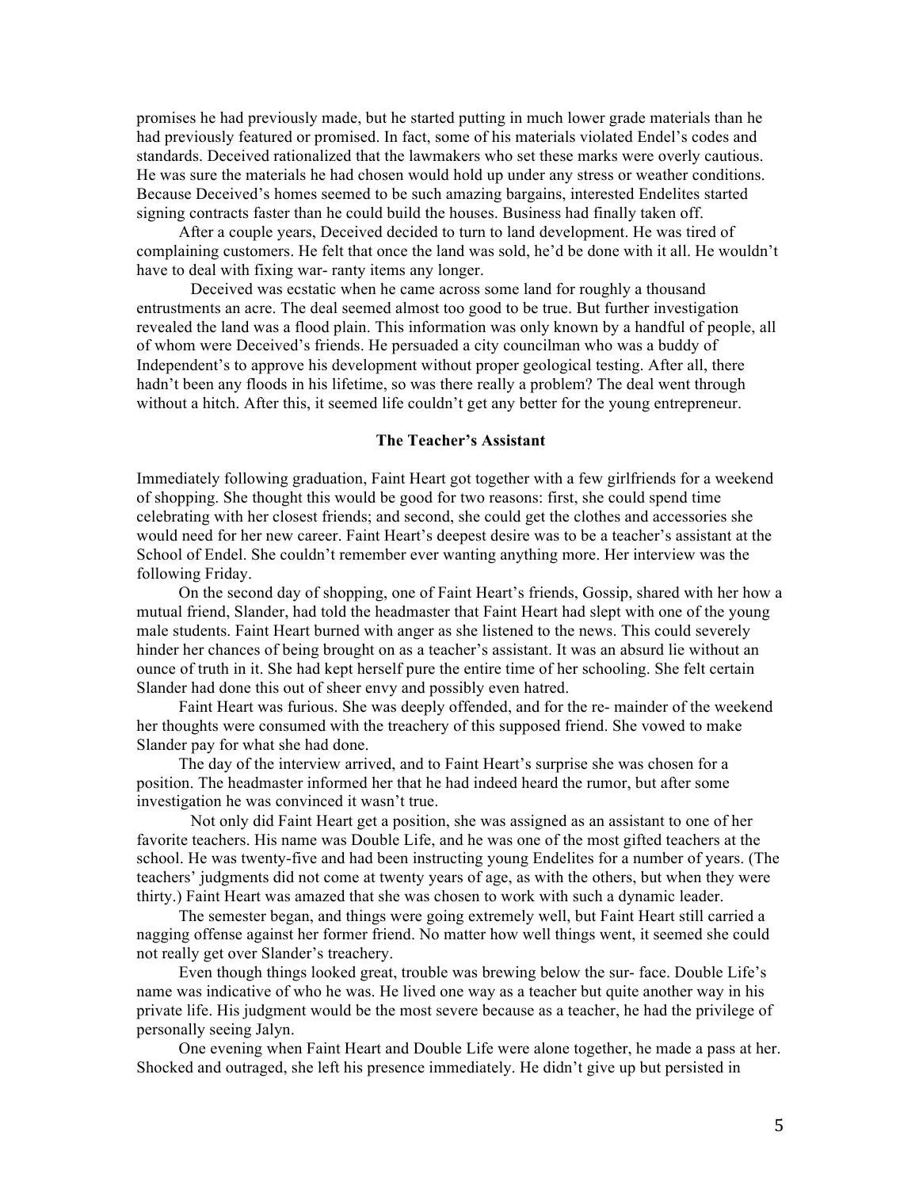promises he had previously made, but he started putting in much lower grade materials than he had previously featured or promised. In fact, some of his materials violated Endel's codes and standards. Deceived rationalized that the lawmakers who set these marks were overly cautious. He was sure the materials he had chosen would hold up under any stress or weather conditions. Because Deceived's homes seemed to be such amazing bargains, interested Endelites started signing contracts faster than he could build the houses. Business had finally taken off.

After a couple years, Deceived decided to turn to land development. He was tired of complaining customers. He felt that once the land was sold, he'd be done with it all. He wouldn't have to deal with fixing war- ranty items any longer.

Deceived was ecstatic when he came across some land for roughly a thousand entrustments an acre. The deal seemed almost too good to be true. But further investigation revealed the land was a flood plain. This information was only known by a handful of people, all of whom were Deceived's friends. He persuaded a city councilman who was a buddy of Independent's to approve his development without proper geological testing. After all, there hadn't been any floods in his lifetime, so was there really a problem? The deal went through without a hitch. After this, it seemed life couldn't get any better for the young entrepreneur.

### The Teacher's Assistant

Immediately following graduation, Faint Heart got together with a few girlfriends for a weekend of shopping. She thought this would be good for two reasons: first, she could spend time celebrating with her closest friends; and second, she could get the clothes and accessories she would need for her new career. Faint Heart's deepest desire was to be a teacher's assistant at the School of Endel. She couldn't remember ever wanting anything more. Her interview was the following Friday.

On the second day of shopping, one of Faint Heart's friends, Gossip, shared with her how a mutual friend, Slander, had told the headmaster that Faint Heart had slept with one of the young male students. Faint Heart burned with anger as she listened to the news. This could severely hinder her chances of being brought on as a teacher's assistant. It was an absurd lie without an ounce of truth in it. She had kept herself pure the entire time of her schooling. She felt certain Slander had done this out of sheer envy and possibly even hatred.

Faint Heart was furious. She was deeply offended, and for the re- mainder of the weekend her thoughts were consumed with the treachery of this supposed friend. She vowed to make Slander pay for what she had done.

The day of the interview arrived, and to Faint Heart's surprise she was chosen for a position. The headmaster informed her that he had indeed heard the rumor, but after some investigation he was convinced it wasn't true.

Not only did Faint Heart get a position, she was assigned as an assistant to one of her favorite teachers. His name was Double Life, and he was one of the most gifted teachers at the school. He was twenty-five and had been instructing young Endelites for a number of years. (The teachers' judgments did not come at twenty years of age, as with the others, but when they were thirty.) Faint Heart was amazed that she was chosen to work with such a dynamic leader.

The semester began, and things were going extremely well, but Faint Heart still carried a nagging offense against her former friend. No matter how well things went, it seemed she could not really get over Slander's treachery.

Even though things looked great, trouble was brewing below the sur- face. Double Life's name was indicative of who he was. He lived one way as a teacher but quite another way in his private life. His judgment would be the most severe because as a teacher, he had the privilege of personally seeing Jalyn.

One evening when Faint Heart and Double Life were alone together, he made a pass at her. Shocked and outraged, she left his presence immediately. He didn't give up but persisted in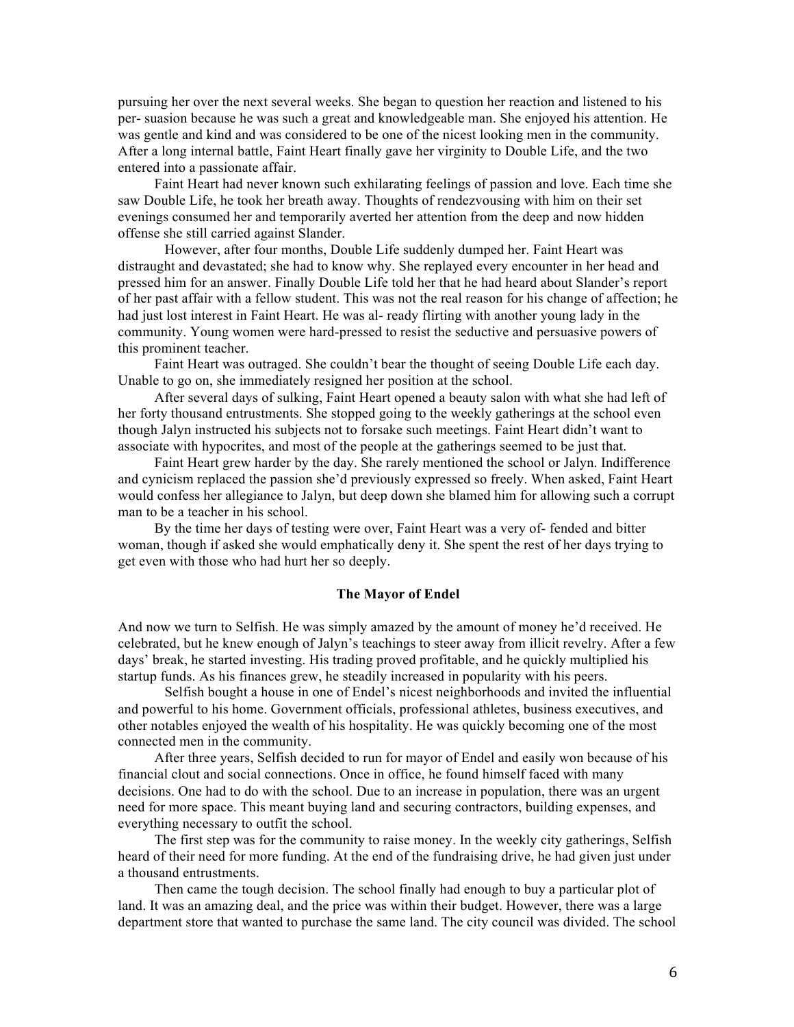pursuing her over the next several weeks. She began to question her reaction and listened to his per- suasion because he was such a great and knowledgeable man. She enjoyed his attention. He was gentle and kind and was considered to be one of the nicest looking men in the community. After a long internal battle, Faint Heart finally gave her virginity to Double Life, and the two entered into a passionate affair.

Faint Heart had never known such exhilarating feelings of passion and love. Each time she saw Double Life, he took her breath away. Thoughts of rendezvousing with him on their set evenings consumed her and temporarily averted her attention from the deep and now hidden offense she still carried against Slander.

However, after four months, Double Life suddenly dumped her. Faint Heart was distraught and devastated; she had to know why. She replayed every encounter in her head and pressed him for an answer. Finally Double Life told her that he had heard about Slander's report of her past affair with a fellow student. This was not the real reason for his change of affection; he had just lost interest in Faint Heart. He was al- ready flirting with another young lady in the community. Young women were hard-pressed to resist the seductive and persuasive powers of this prominent teacher.

Faint Heart was outraged. She couldn't bear the thought of seeing Double Life each day. Unable to go on, she immediately resigned her position at the school.

After several days of sulking, Faint Heart opened a beauty salon with what she had left of her forty thousand entrustments. She stopped going to the weekly gatherings at the school even though Jalyn instructed his subjects not to forsake such meetings. Faint Heart didn't want to associate with hypocrites, and most of the people at the gatherings seemed to be just that.

Faint Heart grew harder by the day. She rarely mentioned the school or Jalyn. Indifference and cynicism replaced the passion she'd previously expressed so freely. When asked, Faint Heart would confess her allegiance to Jalyn, but deep down she blamed him for allowing such a corrupt man to be a teacher in his school.

By the time her days of testing were over, Faint Heart was a very of- fended and bitter woman, though if asked she would emphatically deny it. She spent the rest of her days trying to get even with those who had hurt her so deeply.

### The Mayor of Endel

And now we turn to Selfish. He was simply amazed by the amount of money he'd received. He celebrated, but he knew enough of Jalyn's teachings to steer away from illicit revelry. After a few days' break, he started investing. His trading proved profitable, and he quickly multiplied his startup funds. As his finances grew, he steadily increased in popularity with his peers.

Selfish bought a house in one of Endel's nicest neighborhoods and invited the influential and powerful to his home. Government officials, professional athletes, business executives, and other notables enjoyed the wealth of his hospitality. He was quickly becoming one of the most connected men in the community.

After three years, Selfish decided to run for mayor of Endel and easily won because of his financial clout and social connections. Once in office, he found himself faced with many decisions. One had to do with the school. Due to an increase in population, there was an urgent need for more space. This meant buying land and securing contractors, building expenses, and everything necessary to outfit the school.

The first step was for the community to raise money. In the weekly city gatherings, Selfish heard of their need for more funding. At the end of the fundraising drive, he had given just under a thousand entrustments.

Then came the tough decision. The school finally had enough to buy a particular plot of land. It was an amazing deal, and the price was within their budget. However, there was a large department store that wanted to purchase the same land. The city council was divided. The school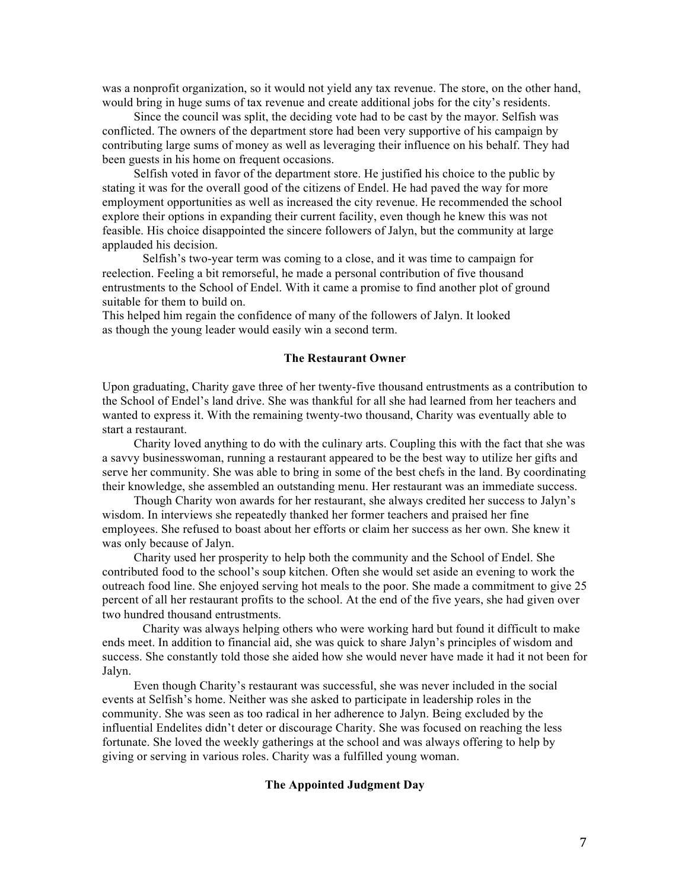was a nonprofit organization, so it would not yield any tax revenue. The store, on the other hand, would bring in huge sums of tax revenue and create additional jobs for the city's residents.

Since the council was split, the deciding vote had to be cast by the mayor. Selfish was conflicted. The owners of the department store had been very supportive of his campaign by contributing large sums of money as well as leveraging their influence on his behalf. They had been guests in his home on frequent occasions.

Selfish voted in favor of the department store. He justified his choice to the public by stating it was for the overall good of the citizens of Endel. He had paved the way for more employment opportunities as well as increased the city revenue. He recommended the school explore their options in expanding their current facility, even though he knew this was not feasible. His choice disappointed the sincere followers of Jalyn, but the community at large applauded his decision.

Selfish's two-year term was coming to a close, and it was time to campaign for reelection. Feeling a bit remorseful, he made a personal contribution of five thousand entrustments to the School of Endel. With it came a promise to find another plot of ground suitable for them to build on.
This helped him regain the confidence of many of the followers of Jalyn. It looked as though the young leader would easily win a second term.

**The Restaurant Owner**

Upon graduating, Charity gave three of her twenty-five thousand entrustments as a contribution to the School of Endel's land drive. She was thankful for all she had learned from her teachers and wanted to express it. With the remaining twenty-two thousand, Charity was eventually able to start a restaurant.

Charity loved anything to do with the culinary arts. Coupling this with the fact that she was a savvy businesswoman, running a restaurant appeared to be the best way to utilize her gifts and serve her community. She was able to bring in some of the best chefs in the land. By coordinating their knowledge, she assembled an outstanding menu. Her restaurant was an immediate success.

Though Charity won awards for her restaurant, she always credited her success to Jalyn's wisdom. In interviews she repeatedly thanked her former teachers and praised her fine employees. She refused to boast about her efforts or claim her success as her own. She knew it was only because of Jalyn.

Charity used her prosperity to help both the community and the School of Endel. She contributed food to the school's soup kitchen. Often she would set aside an evening to work the outreach food line. She enjoyed serving hot meals to the poor. She made a commitment to give 25 percent of all her restaurant profits to the school. At the end of the five years, she had given over two hundred thousand entrustments.

Charity was always helping others who were working hard but found it difficult to make ends meet. In addition to financial aid, she was quick to share Jalyn's principles of wisdom and success. She constantly told those she aided how she would never have made it had it not been for Jalyn.

Even though Charity's restaurant was successful, she was never included in the social events at Selfish's home. Neither was she asked to participate in leadership roles in the community. She was seen as too radical in her adherence to Jalyn. Being excluded by the influential Endelites didn't deter or discourage Charity. She was focused on reaching the less fortunate. She loved the weekly gatherings at the school and was always offering to help by giving or serving in various roles. Charity was a fulfilled young woman.

**The Appointed Judgment Day**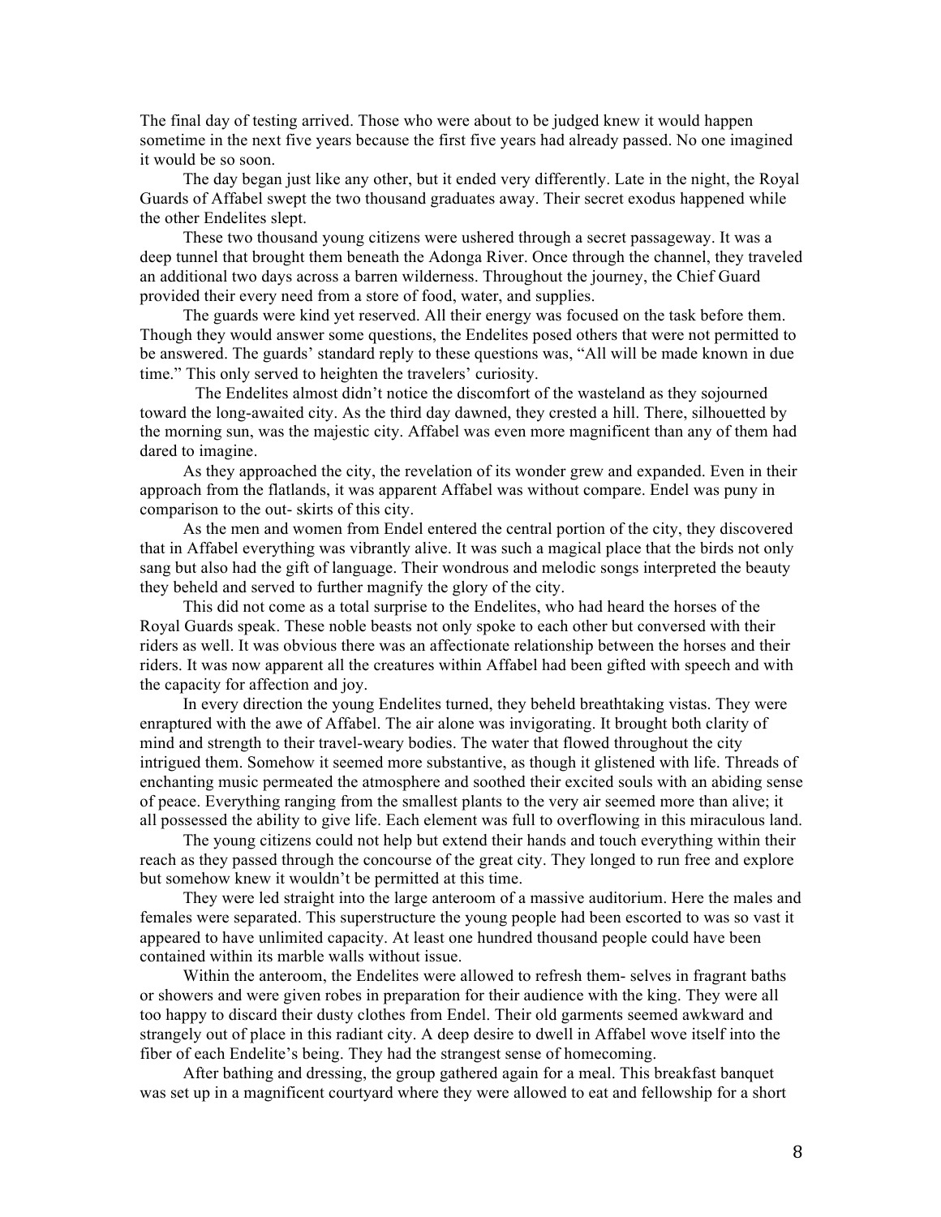The final day of testing arrived. Those who were about to be judged knew it would happen sometime in the next five years because the first five years had already passed. No one imagined it would be so soon.

The day began just like any other, but it ended very differently. Late in the night, the Royal Guards of Affabel swept the two thousand graduates away. Their secret exodus happened while the other Endelites slept.

These two thousand young citizens were ushered through a secret passageway. It was a deep tunnel that brought them beneath the Adonga River. Once through the channel, they traveled an additional two days across a barren wilderness. Throughout the journey, the Chief Guard provided their every need from a store of food, water, and supplies.

The guards were kind yet reserved. All their energy was focused on the task before them. Though they would answer some questions, the Endelites posed others that were not permitted to be answered. The guards' standard reply to these questions was, "All will be made known in due time." This only served to heighten the travelers' curiosity.

The Endelites almost didn't notice the discomfort of the wasteland as they sojourned toward the long-awaited city. As the third day dawned, they crested a hill. There, silhouetted by the morning sun, was the majestic city. Affabel was even more magnificent than any of them had dared to imagine.

As they approached the city, the revelation of its wonder grew and expanded. Even in their approach from the flatlands, it was apparent Affabel was without compare. Endel was puny in comparison to the out- skirts of this city.

As the men and women from Endel entered the central portion of the city, they discovered that in Affabel everything was vibrantly alive. It was such a magical place that the birds not only sang but also had the gift of language. Their wondrous and melodic songs interpreted the beauty they beheld and served to further magnify the glory of the city.

This did not come as a total surprise to the Endelites, who had heard the horses of the Royal Guards speak. These noble beasts not only spoke to each other but conversed with their riders as well. It was obvious there was an affectionate relationship between the horses and their riders. It was now apparent all the creatures within Affabel had been gifted with speech and with the capacity for affection and joy.

In every direction the young Endelites turned, they beheld breathtaking vistas. They were enraptured with the awe of Affabel. The air alone was invigorating. It brought both clarity of mind and strength to their travel-weary bodies. The water that flowed throughout the city intrigued them. Somehow it seemed more substantive, as though it glistened with life. Threads of enchanting music permeated the atmosphere and soothed their excited souls with an abiding sense of peace. Everything ranging from the smallest plants to the very air seemed more than alive; it all possessed the ability to give life. Each element was full to overflowing in this miraculous land.

The young citizens could not help but extend their hands and touch everything within their reach as they passed through the concourse of the great city. They longed to run free and explore but somehow knew it wouldn't be permitted at this time.

They were led straight into the large anteroom of a massive auditorium. Here the males and females were separated. This superstructure the young people had been escorted to was so vast it appeared to have unlimited capacity. At least one hundred thousand people could have been contained within its marble walls without issue.

Within the anteroom, the Endelites were allowed to refresh them- selves in fragrant baths or showers and were given robes in preparation for their audience with the king. They were all too happy to discard their dusty clothes from Endel. Their old garments seemed awkward and strangely out of place in this radiant city. A deep desire to dwell in Affabel wove itself into the fiber of each Endelite's being. They had the strangest sense of homecoming.

After bathing and dressing, the group gathered again for a meal. This breakfast banquet was set up in a magnificent courtyard where they were allowed to eat and fellowship for a short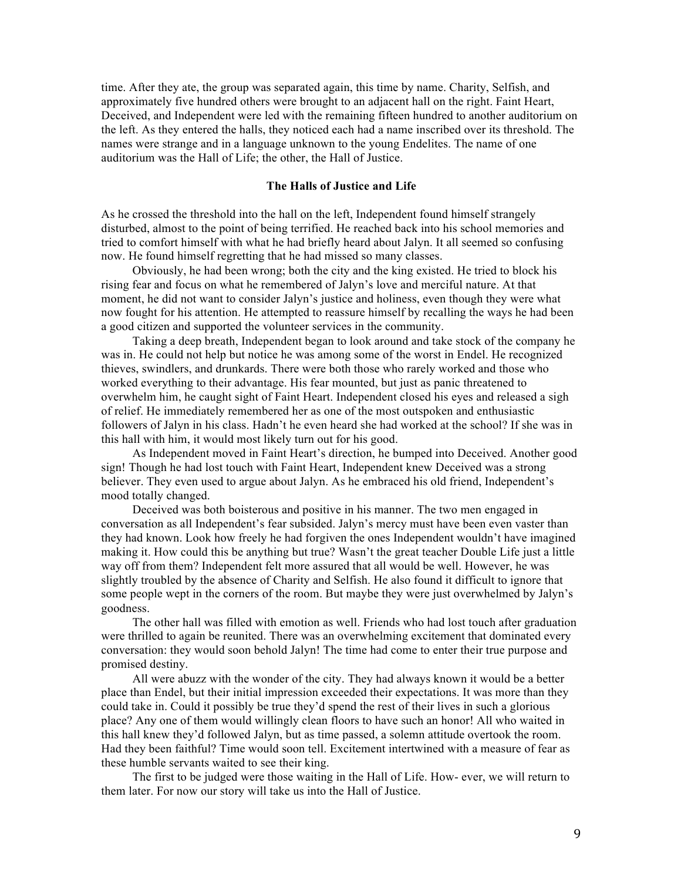time. After they ate, the group was separated again, this time by name. Charity, Selfish, and approximately five hundred others were brought to an adjacent hall on the right. Faint Heart, Deceived, and Independent were led with the remaining fifteen hundred to another auditorium on the left. As they entered the halls, they noticed each had a name inscribed over its threshold. The names were strange and in a language unknown to the young Endelites. The name of one auditorium was the Hall of Life; the other, the Hall of Justice.

### The Halls of Justice and Life

As he crossed the threshold into the hall on the left, Independent found himself strangely disturbed, almost to the point of being terrified. He reached back into his school memories and tried to comfort himself with what he had briefly heard about Jalyn. It all seemed so confusing now. He found himself regretting that he had missed so many classes.

Obviously, he had been wrong; both the city and the king existed. He tried to block his rising fear and focus on what he remembered of Jalyn's love and merciful nature. At that moment, he did not want to consider Jalyn's justice and holiness, even though they were what now fought for his attention. He attempted to reassure himself by recalling the ways he had been a good citizen and supported the volunteer services in the community.

Taking a deep breath, Independent began to look around and take stock of the company he was in. He could not help but notice he was among some of the worst in Endel. He recognized thieves, swindlers, and drunkards. There were both those who rarely worked and those who worked everything to their advantage. His fear mounted, but just as panic threatened to overwhelm him, he caught sight of Faint Heart. Independent closed his eyes and released a sigh of relief. He immediately remembered her as one of the most outspoken and enthusiastic followers of Jalyn in his class. Hadn't he even heard she had worked at the school? If she was in this hall with him, it would most likely turn out for his good.

As Independent moved in Faint Heart's direction, he bumped into Deceived. Another good sign! Though he had lost touch with Faint Heart, Independent knew Deceived was a strong believer. They even used to argue about Jalyn. As he embraced his old friend, Independent's mood totally changed.

Deceived was both boisterous and positive in his manner. The two men engaged in conversation as all Independent's fear subsided. Jalyn's mercy must have been even vaster than they had known. Look how freely he had forgiven the ones Independent wouldn't have imagined making it. How could this be anything but true? Wasn't the great teacher Double Life just a little way off from them? Independent felt more assured that all would be well. However, he was slightly troubled by the absence of Charity and Selfish. He also found it difficult to ignore that some people wept in the corners of the room. But maybe they were just overwhelmed by Jalyn's goodness.

The other hall was filled with emotion as well. Friends who had lost touch after graduation were thrilled to again be reunited. There was an overwhelming excitement that dominated every conversation: they would soon behold Jalyn! The time had come to enter their true purpose and promised destiny.

All were abuzz with the wonder of the city. They had always known it would be a better place than Endel, but their initial impression exceeded their expectations. It was more than they could take in. Could it possibly be true they'd spend the rest of their lives in such a glorious place? Any one of them would willingly clean floors to have such an honor! All who waited in this hall knew they'd followed Jalyn, but as time passed, a solemn attitude overtook the room. Had they been faithful? Time would soon tell. Excitement intertwined with a measure of fear as these humble servants waited to see their king.

The first to be judged were those waiting in the Hall of Life. How- ever, we will return to them later. For now our story will take us into the Hall of Justice.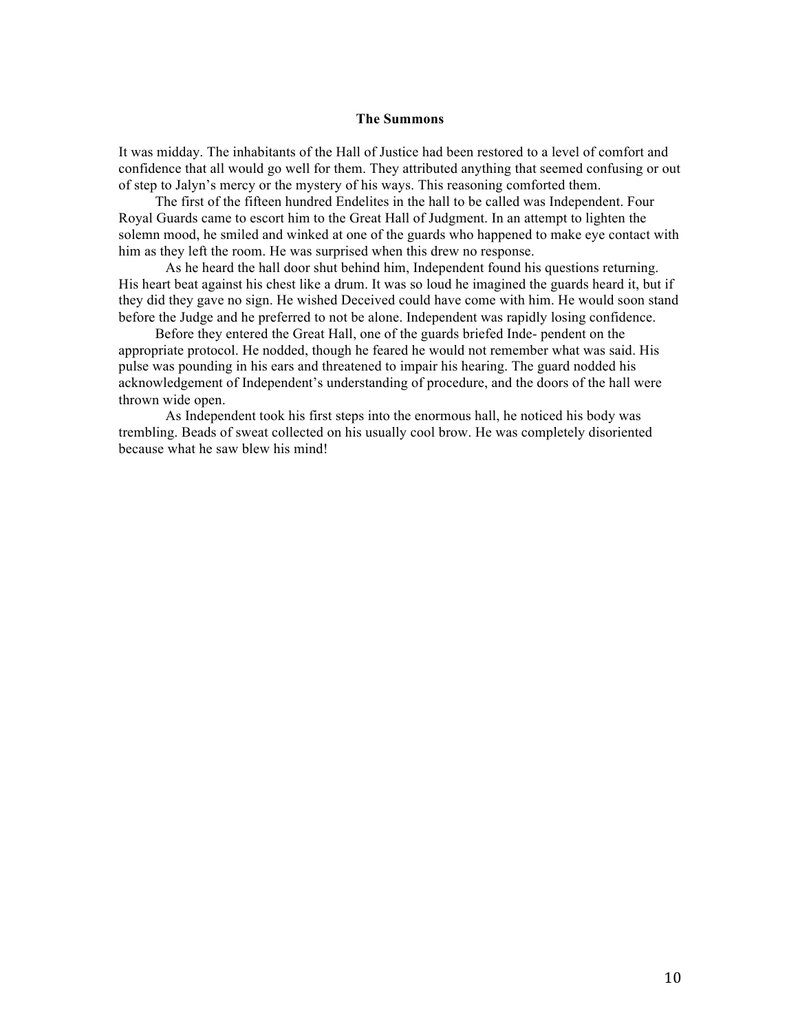**The Summons**

It was midday. The inhabitants of the Hall of Justice had been restored to a level of comfort and confidence that all would go well for them. They attributed anything that seemed confusing or out of step to Jalyn's mercy or the mystery of his ways. This reasoning comforted them.

The first of the fifteen hundred Endelites in the hall to be called was Independent. Four Royal Guards came to escort him to the Great Hall of Judgment. In an attempt to lighten the solemn mood, he smiled and winked at one of the guards who happened to make eye contact with him as they left the room. He was surprised when this drew no response.

As he heard the hall door shut behind him, Independent found his questions returning. His heart beat against his chest like a drum. It was so loud he imagined the guards heard it, but if they did they gave no sign. He wished Deceived could have come with him. He would soon stand before the Judge and he preferred to not be alone. Independent was rapidly losing confidence.

Before they entered the Great Hall, one of the guards briefed Inde- pendent on the appropriate protocol. He nodded, though he feared he would not remember what was said. His pulse was pounding in his ears and threatened to impair his hearing. The guard nodded his acknowledgement of Independent's understanding of procedure, and the doors of the hall were thrown wide open.

As Independent took his first steps into the enormous hall, he noticed his body was trembling. Beads of sweat collected on his usually cool brow. He was completely disoriented because what he saw blew his mind!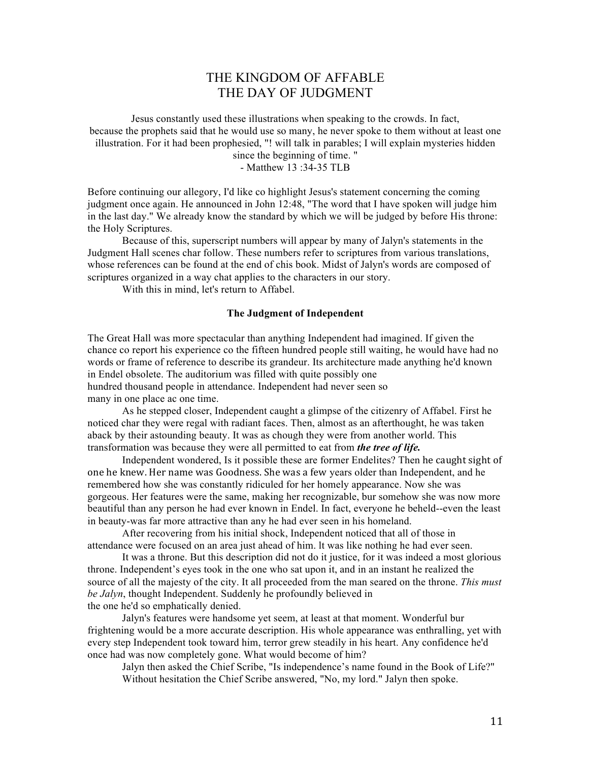# THE KINGDOM OF AFFABLE
# THE DAY OF JUDGMENT

Jesus constantly used these illustrations when speaking to the crowds. In fact, because the prophets said that he would use so many, he never spoke to them without at least one illustration. For it had been prophesied, "! will talk in parables; I will explain mysteries hidden since the beginning of time. "
- Matthew 13 :34-35 TLB

Before continuing our allegory, I'd like co highlight Jesus's statement concerning the coming judgment once again. He announced in John 12:48, "The word that I have spoken will judge him in the last day." We already know the standard by which we will be judged by before His throne: the Holy Scriptures.

Because of this, superscript numbers will appear by many of Jalyn's statements in the Judgment Hall scenes char follow. These numbers refer to scriptures from various translations, whose references can be found at the end of chis book. Midst of Jalyn's words are composed of scriptures organized in a way chat applies to the characters in our story.

With this in mind, let's return to Affabel.

**The Judgment of Independent**

The Great Hall was more spectacular than anything Independent had imagined. If given the chance co report his experience co the fifteen hundred people still waiting, he would have had no words or frame of reference to describe its grandeur. Its architecture made anything he'd known in Endel obsolete. The auditorium was filled with quite possibly one hundred thousand people in attendance. Independent had never seen so many in one place ac one time.

As he stepped closer, Independent caught a glimpse of the citizenry of Affabel. First he noticed char they were regal with radiant faces. Then, almost as an afterthought, he was taken aback by their astounding beauty. It was as chough they were from another world. This transformation was because they were all permitted to eat from ***the tree of life.***

Independent wondered, Is it possible these are former Endelites? Then he caught sight of one he knew. Her name was Goodness. She was a few years older than Independent, and he remembered how she was constantly ridiculed for her homely appearance. Now she was gorgeous. Her features were the same, making her recognizable, bur somehow she was now more beautiful than any person he had ever known in Endel. In fact, everyone he beheld--even the least in beauty-was far more attractive than any he had ever seen in his homeland.

After recovering from his initial shock, Independent noticed that all of those in attendance were focused on an area just ahead of him. lt was like nothing he had ever seen.

It was a throne. But this description did not do it justice, for it was indeed a most glorious throne. Independent's eyes took in the one who sat upon it, and in an instant he realized the source of all the majesty of the city. It all proceeded from the man seared on the throne. *This must be Jalyn*, thought Independent. Suddenly he profoundly believed in the one he'd so emphatically denied.

Jalyn's features were handsome yet seem, at least at that moment. Wonderful bur frightening would be a more accurate description. His whole appearance was enthralling, yet with every step Independent took toward him, terror grew steadily in his heart. Any confidence he'd once had was now completely gone. What would become of him?

Jalyn then asked the Chief Scribe, "Is independence's name found in the Book of Life?"

Without hesitation the Chief Scribe answered, "No, my lord." Jalyn then spoke.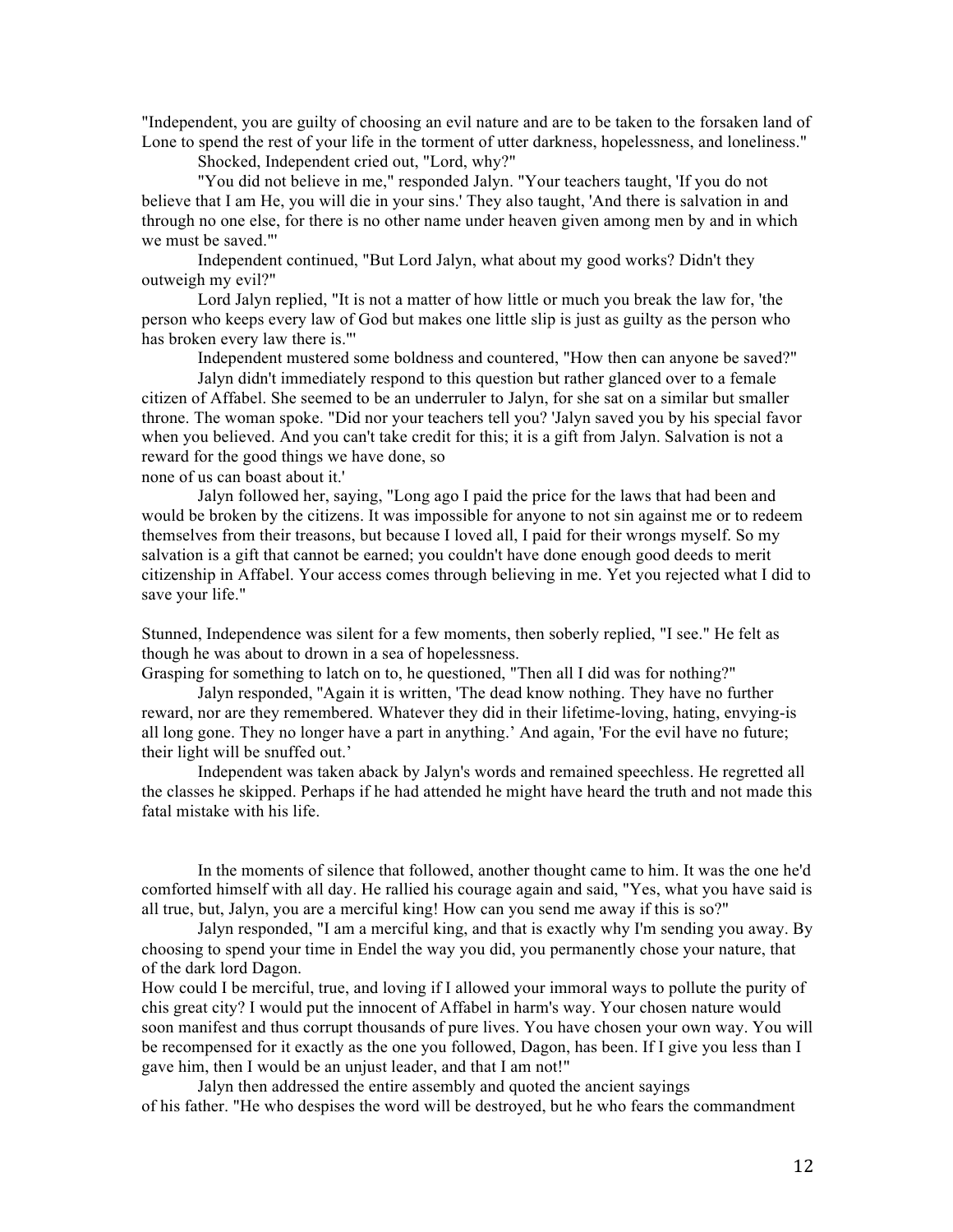"Independent, you are guilty of choosing an evil nature and are to be taken to the forsaken land of Lone to spend the rest of your life in the torment of utter darkness, hopelessness, and loneliness."

Shocked, Independent cried out, "Lord, why?"

"You did not believe in me," responded Jalyn. "Your teachers taught, 'If you do not believe that I am He, you will die in your sins.' They also taught, 'And there is salvation in and through no one else, for there is no other name under heaven given among men by and in which we must be saved.'"

Independent continued, "But Lord Jalyn, what about my good works? Didn't they outweigh my evil?"

Lord Jalyn replied, "It is not a matter of how little or much you break the law for, 'the person who keeps every law of God but makes one little slip is just as guilty as the person who has broken every law there is.'"

Independent mustered some boldness and countered, "How then can anyone be saved?"

Jalyn didn't immediately respond to this question but rather glanced over to a female citizen of Affabel. She seemed to be an underruler to Jalyn, for she sat on a similar but smaller throne. The woman spoke. "Did nor your teachers tell you? 'Jalyn saved you by his special favor when you believed. And you can't take credit for this; it is a gift from Jalyn. Salvation is not a reward for the good things we have done, so none of us can boast about it.'

Jalyn followed her, saying, "Long ago I paid the price for the laws that had been and would be broken by the citizens. It was impossible for anyone to not sin against me or to redeem themselves from their treasons, but because I loved all, I paid for their wrongs myself. So my salvation is a gift that cannot be earned; you couldn't have done enough good deeds to merit citizenship in Affabel. Your access comes through believing in me. Yet you rejected what I did to save your life."

Stunned, Independence was silent for a few moments, then soberly replied, "I see." He felt as though he was about to drown in a sea of hopelessness.

Grasping for something to latch on to, he questioned, "Then all I did was for nothing?"

Jalyn responded, "Again it is written, 'The dead know nothing. They have no further reward, nor are they remembered. Whatever they did in their lifetime-loving, hating, envying-is all long gone. They no longer have a part in anything.' And again, 'For the evil have no future; their light will be snuffed out.'

Independent was taken aback by Jalyn's words and remained speechless. He regretted all the classes he skipped. Perhaps if he had attended he might have heard the truth and not made this fatal mistake with his life.

In the moments of silence that followed, another thought came to him. It was the one he'd comforted himself with all day. He rallied his courage again and said, "Yes, what you have said is all true, but, Jalyn, you are a merciful king! How can you send me away if this is so?"

Jalyn responded, "I am a merciful king, and that is exactly why I'm sending you away. By choosing to spend your time in Endel the way you did, you permanently chose your nature, that of the dark lord Dagon. How could I be merciful, true, and loving if I allowed your immoral ways to pollute the purity of chis great city? I would put the innocent of Affabel in harm's way. Your chosen nature would soon manifest and thus corrupt thousands of pure lives. You have chosen your own way. You will be recompensed for it exactly as the one you followed, Dagon, has been. If I give you less than I gave him, then I would be an unjust leader, and that I am not!"

Jalyn then addressed the entire assembly and quoted the ancient sayings of his father. "He who despises the word will be destroyed, but he who fears the commandment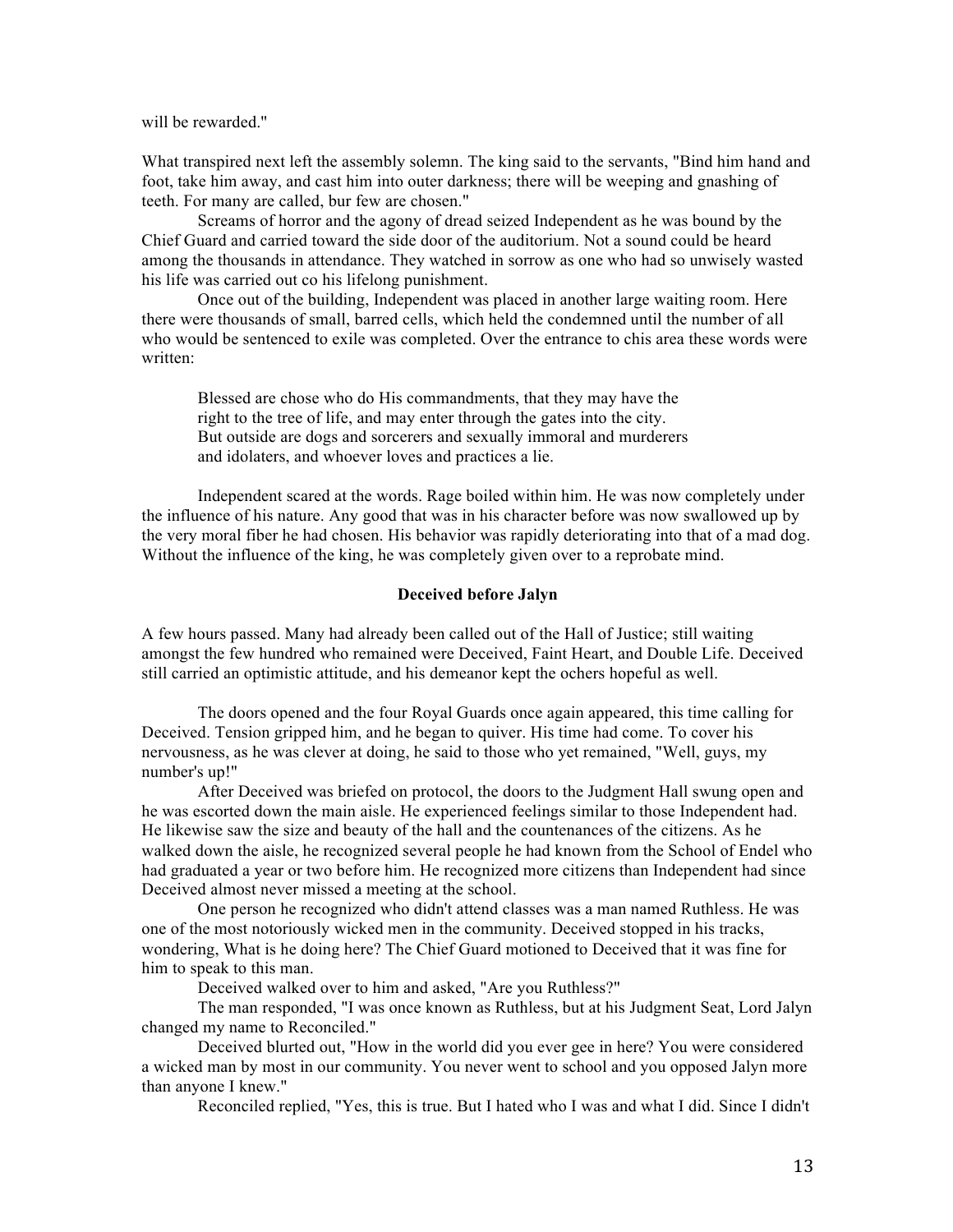will be rewarded."

What transpired next left the assembly solemn. The king said to the servants, "Bind him hand and foot, take him away, and cast him into outer darkness; there will be weeping and gnashing of teeth. For many are called, bur few are chosen."

Screams of horror and the agony of dread seized Independent as he was bound by the Chief Guard and carried toward the side door of the auditorium. Not a sound could be heard among the thousands in attendance. They watched in sorrow as one who had so unwisely wasted his life was carried out co his lifelong punishment.

Once out of the building, Independent was placed in another large waiting room. Here there were thousands of small, barred cells, which held the condemned until the number of all who would be sentenced to exile was completed. Over the entrance to chis area these words were written:

> Blessed are chose who do His commandments, that they may have the right to the tree of life, and may enter through the gates into the city. But outside are dogs and sorcerers and sexually immoral and murderers and idolaters, and whoever loves and practices a lie.

Independent scared at the words. Rage boiled within him. He was now completely under the influence of his nature. Any good that was in his character before was now swallowed up by the very moral fiber he had chosen. His behavior was rapidly deteriorating into that of a mad dog. Without the influence of the king, he was completely given over to a reprobate mind.

### Deceived before Jalyn

A few hours passed. Many had already been called out of the Hall of Justice; still waiting amongst the few hundred who remained were Deceived, Faint Heart, and Double Life. Deceived still carried an optimistic attitude, and his demeanor kept the ochers hopeful as well.

The doors opened and the four Royal Guards once again appeared, this time calling for Deceived. Tension gripped him, and he began to quiver. His time had come. To cover his nervousness, as he was clever at doing, he said to those who yet remained, "Well, guys, my number's up!"

After Deceived was briefed on protocol, the doors to the Judgment Hall swung open and he was escorted down the main aisle. He experienced feelings similar to those Independent had. He likewise saw the size and beauty of the hall and the countenances of the citizens. As he walked down the aisle, he recognized several people he had known from the School of Endel who had graduated a year or two before him. He recognized more citizens than Independent had since Deceived almost never missed a meeting at the school.

One person he recognized who didn't attend classes was a man named Ruthless. He was one of the most notoriously wicked men in the community. Deceived stopped in his tracks, wondering, What is he doing here? The Chief Guard motioned to Deceived that it was fine for him to speak to this man.

Deceived walked over to him and asked, "Are you Ruthless?"

The man responded, "I was once known as Ruthless, but at his Judgment Seat, Lord Jalyn changed my name to Reconciled."

Deceived blurted out, "How in the world did you ever gee in here? You were considered a wicked man by most in our community. You never went to school and you opposed Jalyn more than anyone I knew."

Reconciled replied, "Yes, this is true. But I hated who I was and what I did. Since I didn't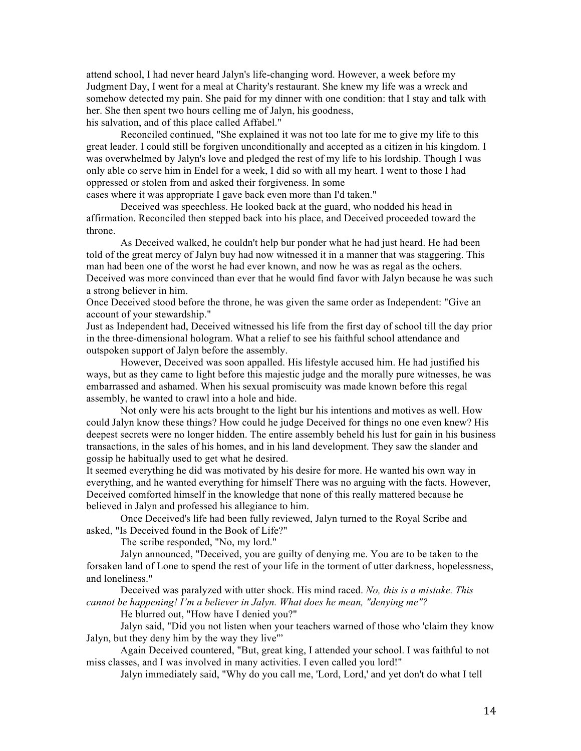attend school, I had never heard Jalyn's life-changing word. However, a week before my Judgment Day, I went for a meal at Charity's restaurant. She knew my life was a wreck and somehow detected my pain. She paid for my dinner with one condition: that I stay and talk with her. She then spent two hours celling me of Jalyn, his goodness, his salvation, and of this place called Affabel."

Reconciled continued, "She explained it was not too late for me to give my life to this great leader. I could still be forgiven unconditionally and accepted as a citizen in his kingdom. I was overwhelmed by Jalyn's love and pledged the rest of my life to his lordship. Though I was only able co serve him in Endel for a week, I did so with all my heart. I went to those I had oppressed or stolen from and asked their forgiveness. In some cases where it was appropriate I gave back even more than I'd taken."

Deceived was speechless. He looked back at the guard, who nodded his head in affirmation. Reconciled then stepped back into his place, and Deceived proceeded toward the throne.

As Deceived walked, he couldn't help bur ponder what he had just heard. He had been told of the great mercy of Jalyn buy had now witnessed it in a manner that was staggering. This man had been one of the worst he had ever known, and now he was as regal as the ochers. Deceived was more convinced than ever that he would find favor with Jalyn because he was such a strong believer in him.

Once Deceived stood before the throne, he was given the same order as Independent: "Give an account of your stewardship."

Just as Independent had, Deceived witnessed his life from the first day of school till the day prior in the three-dimensional hologram. What a relief to see his faithful school attendance and outspoken support of Jalyn before the assembly.

However, Deceived was soon appalled. His lifestyle accused him. He had justified his ways, but as they came to light before this majestic judge and the morally pure witnesses, he was embarrassed and ashamed. When his sexual promiscuity was made known before this regal assembly, he wanted to crawl into a hole and hide.

Not only were his acts brought to the light bur his intentions and motives as well. How could Jalyn know these things? How could he judge Deceived for things no one even knew? His deepest secrets were no longer hidden. The entire assembly beheld his lust for gain in his business transactions, in the sales of his homes, and in his land development. They saw the slander and gossip he habitually used to get what he desired.

It seemed everything he did was motivated by his desire for more. He wanted his own way in everything, and he wanted everything for himself There was no arguing with the facts. However, Deceived comforted himself in the knowledge that none of this really mattered because he believed in Jalyn and professed his allegiance to him.

Once Deceived's life had been fully reviewed, Jalyn turned to the Royal Scribe and asked, "Is Deceived found in the Book of Life?"

The scribe responded, "No, my lord."

Jalyn announced, "Deceived, you are guilty of denying me. You are to be taken to the forsaken land of Lone to spend the rest of your life in the torment of utter darkness, hopelessness, and loneliness."

Deceived was paralyzed with utter shock. His mind raced. *No, this is a mistake. This cannot be happening! I'm a believer in Jalyn. What does he mean, "denying me"?*

He blurted out, "How have I denied you?"

Jalyn said, "Did you not listen when your teachers warned of those who 'claim they know Jalyn, but they deny him by the way they live'"

Again Deceived countered, "But, great king, I attended your school. I was faithful to not miss classes, and I was involved in many activities. I even called you lord!"

Jalyn immediately said, "Why do you call me, 'Lord, Lord,' and yet don't do what I tell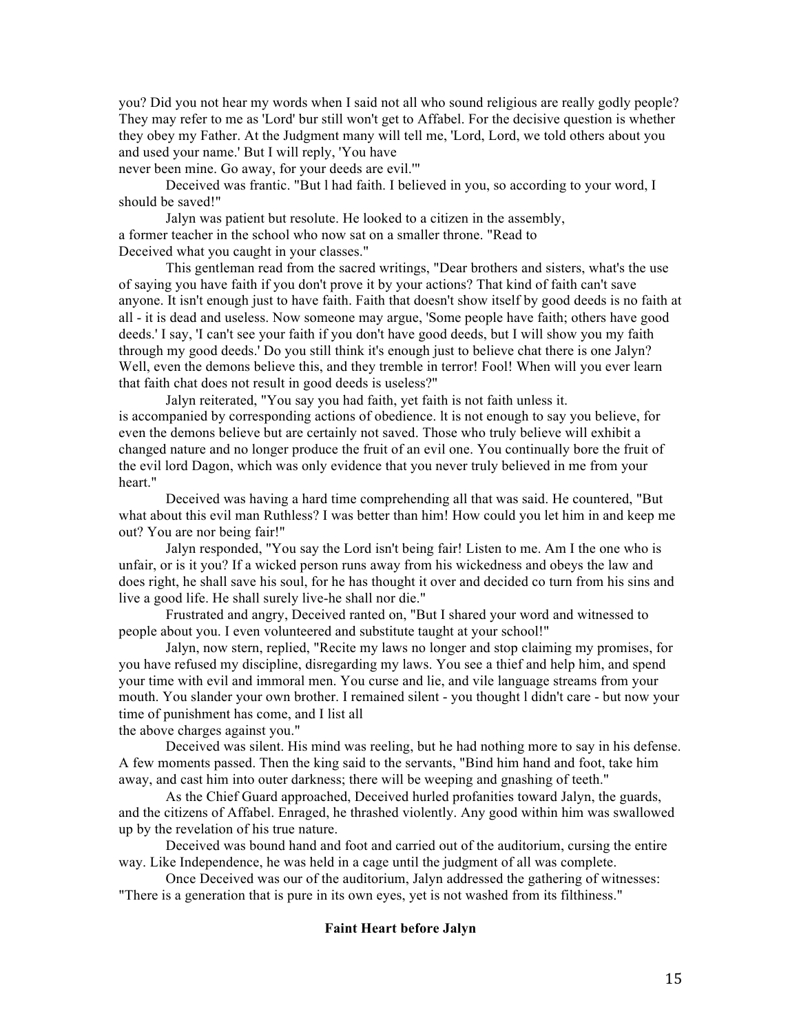you? Did you not hear my words when I said not all who sound religious are really godly people? They may refer to me as 'Lord' bur still won't get to Affabel. For the decisive question is whether they obey my Father. At the Judgment many will tell me, 'Lord, Lord, we told others about you and used your name.' But I will reply, 'You have never been mine. Go away, for your deeds are evil.'"

Deceived was frantic. "But l had faith. I believed in you, so according to your word, I should be saved!"

Jalyn was patient but resolute. He looked to a citizen in the assembly, a former teacher in the school who now sat on a smaller throne. "Read to Deceived what you caught in your classes."

This gentleman read from the sacred writings, "Dear brothers and sisters, what's the use of saying you have faith if you don't prove it by your actions? That kind of faith can't save anyone. It isn't enough just to have faith. Faith that doesn't show itself by good deeds is no faith at all - it is dead and useless. Now someone may argue, 'Some people have faith; others have good deeds.' I say, 'I can't see your faith if you don't have good deeds, but I will show you my faith through my good deeds.' Do you still think it's enough just to believe chat there is one Jalyn? Well, even the demons believe this, and they tremble in terror! Fool! When will you ever learn that faith chat does not result in good deeds is useless?"

Jalyn reiterated, "You say you had faith, yet faith is not faith unless it. is accompanied by corresponding actions of obedience. lt is not enough to say you believe, for even the demons believe but are certainly not saved. Those who truly believe will exhibit a changed nature and no longer produce the fruit of an evil one. You continually bore the fruit of the evil lord Dagon, which was only evidence that you never truly believed in me from your heart."

Deceived was having a hard time comprehending all that was said. He countered, "But what about this evil man Ruthless? I was better than him! How could you let him in and keep me out? You are nor being fair!"

Jalyn responded, "You say the Lord isn't being fair! Listen to me. Am I the one who is unfair, or is it you? If a wicked person runs away from his wickedness and obeys the law and does right, he shall save his soul, for he has thought it over and decided co turn from his sins and live a good life. He shall surely live-he shall nor die."

Frustrated and angry, Deceived ranted on, "But I shared your word and witnessed to people about you. I even volunteered and substitute taught at your school!"

Jalyn, now stern, replied, "Recite my laws no longer and stop claiming my promises, for you have refused my discipline, disregarding my laws. You see a thief and help him, and spend your time with evil and immoral men. You curse and lie, and vile language streams from your mouth. You slander your own brother. I remained silent - you thought l didn't care - but now your time of punishment has come, and I list all the above charges against you."

Deceived was silent. His mind was reeling, but he had nothing more to say in his defense. A few moments passed. Then the king said to the servants, "Bind him hand and foot, take him away, and cast him into outer darkness; there will be weeping and gnashing of teeth."

As the Chief Guard approached, Deceived hurled profanities toward Jalyn, the guards, and the citizens of Affabel. Enraged, he thrashed violently. Any good within him was swallowed up by the revelation of his true nature.

Deceived was bound hand and foot and carried out of the auditorium, cursing the entire way. Like Independence, he was held in a cage until the judgment of all was complete.

Once Deceived was our of the auditorium, Jalyn addressed the gathering of witnesses: "There is a generation that is pure in its own eyes, yet is not washed from its filthiness."

**Faint Heart before Jalyn**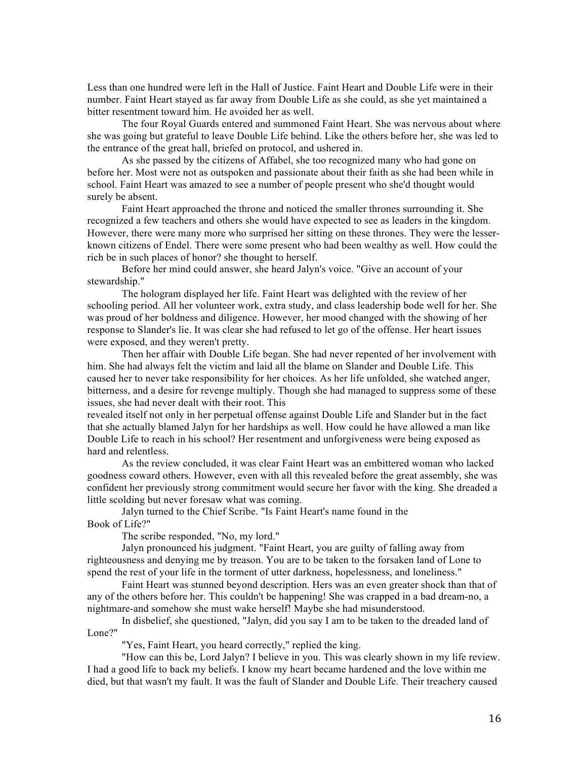Less than one hundred were left in the Hall of Justice. Faint Heart and Double Life were in their number. Faint Heart stayed as far away from Double Life as she could, as she yet maintained a bitter resentment toward him. He avoided her as well.

The four Royal Guards entered and summoned Faint Heart. She was nervous about where she was going but grateful to leave Double Life behind. Like the others before her, she was led to the entrance of the great hall, briefed on protocol, and ushered in.

As she passed by the citizens of Affabel, she too recognized many who had gone on before her. Most were not as outspoken and passionate about their faith as she had been while in school. Faint Heart was amazed to see a number of people present who she'd thought would surely be absent.

Faint Heart approached the throne and noticed the smaller thrones surrounding it. She recognized a few teachers and others she would have expected to see as leaders in the kingdom. However, there were many more who surprised her sitting on these thrones. They were the lesser-known citizens of Endel. There were some present who had been wealthy as well. How could the rich be in such places of honor? she thought to herself.

Before her mind could answer, she heard Jalyn's voice. "Give an account of your stewardship."

The hologram displayed her life. Faint Heart was delighted with the review of her schooling period. All her volunteer work, extra study, and class leadership bode well for her. She was proud of her boldness and diligence. However, her mood changed with the showing of her response to Slander's lie. It was clear she had refused to let go of the offense. Her heart issues were exposed, and they weren't pretty.

Then her affair with Double Life began. She had never repented of her involvement with him. She had always felt the victim and laid all the blame on Slander and Double Life. This caused her to never take responsibility for her choices. As her life unfolded, she watched anger, bitterness, and a desire for revenge multiply. Though she had managed to suppress some of these issues, she had never dealt with their root. This revealed itself not only in her perpetual offense against Double Life and Slander but in the fact that she actually blamed Jalyn for her hardships as well. How could he have allowed a man like Double Life to reach in his school? Her resentment and unforgiveness were being exposed as hard and relentless.

As the review concluded, it was clear Faint Heart was an embittered woman who lacked goodness coward others. However, even with all this revealed before the great assembly, she was confident her previously strong commitment would secure her favor with the king. She dreaded a little scolding but never foresaw what was coming.

Jalyn turned to the Chief Scribe. "Is Faint Heart's name found in the Book of Life?"

The scribe responded, "No, my lord."

Jalyn pronounced his judgment. "Faint Heart, you are guilty of falling away from righteousness and denying me by treason. You are to be taken to the forsaken land of Lone to spend the rest of your life in the torment of utter darkness, hopelessness, and loneliness."

Faint Heart was stunned beyond description. Hers was an even greater shock than that of any of the others before her. This couldn't be happening! She was crapped in a bad dream-no, a nightmare-and somehow she must wake herself! Maybe she had misunderstood.

In disbelief, she questioned, "Jalyn, did you say I am to be taken to the dreaded land of Lone?"

"Yes, Faint Heart, you heard correctly," replied the king.

"How can this be, Lord Jalyn? I believe in you. This was clearly shown in my life review. I had a good life to back my beliefs. I know my heart became hardened and the love within me died, but that wasn't my fault. It was the fault of Slander and Double Life. Their treachery caused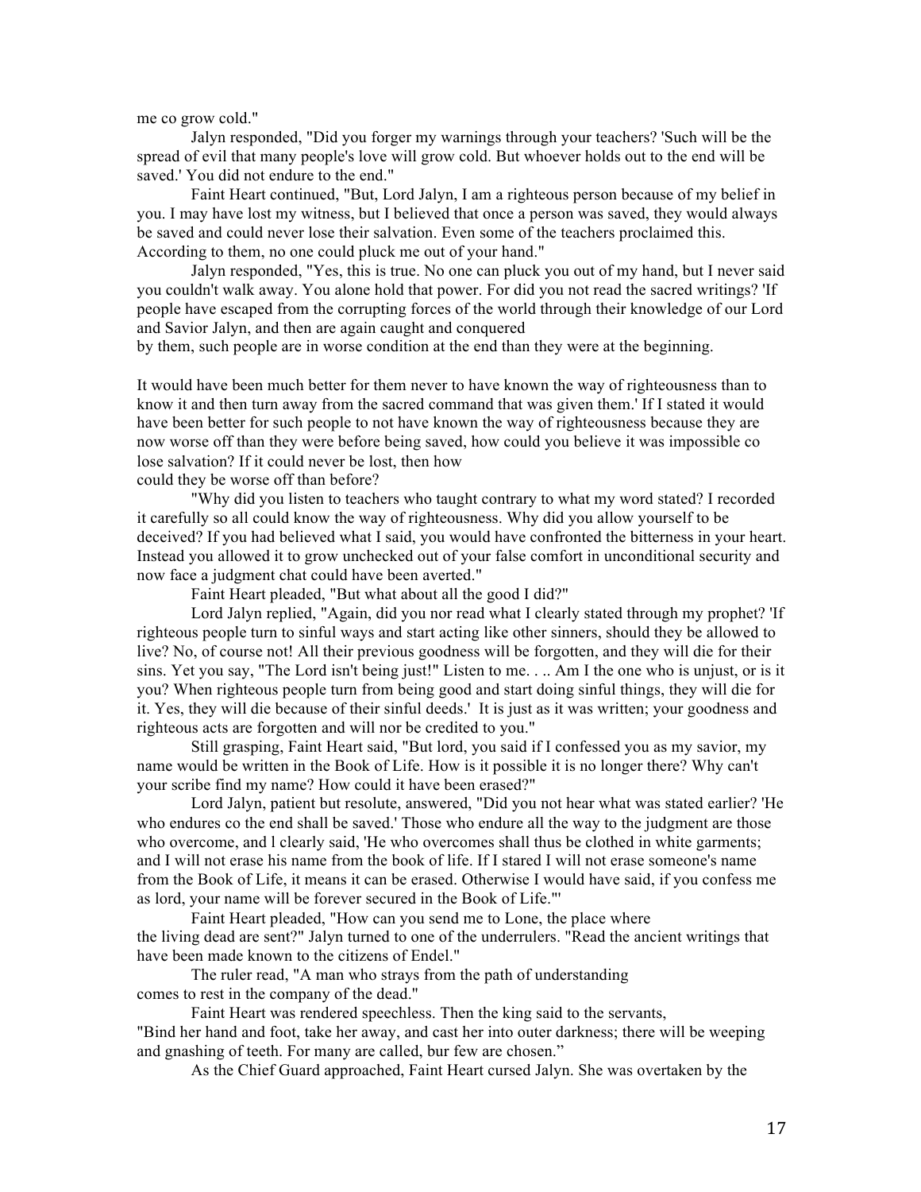me co grow cold."

Jalyn responded, "Did you forger my warnings through your teachers? 'Such will be the spread of evil that many people's love will grow cold. But whoever holds out to the end will be saved.' You did not endure to the end."

Faint Heart continued, "But, Lord Jalyn, I am a righteous person because of my belief in you. I may have lost my witness, but I believed that once a person was saved, they would always be saved and could never lose their salvation. Even some of the teachers proclaimed this. According to them, no one could pluck me out of your hand."

Jalyn responded, "Yes, this is true. No one can pluck you out of my hand, but I never said you couldn't walk away. You alone hold that power. For did you not read the sacred writings? 'If people have escaped from the corrupting forces of the world through their knowledge of our Lord and Savior Jalyn, and then are again caught and conquered by them, such people are in worse condition at the end than they were at the beginning.

It would have been much better for them never to have known the way of righteousness than to know it and then turn away from the sacred command that was given them.' If I stated it would have been better for such people to not have known the way of righteousness because they are now worse off than they were before being saved, how could you believe it was impossible co lose salvation? If it could never be lost, then how could they be worse off than before?

"Why did you listen to teachers who taught contrary to what my word stated? I recorded it carefully so all could know the way of righteousness. Why did you allow yourself to be deceived? If you had believed what I said, you would have confronted the bitterness in your heart. Instead you allowed it to grow unchecked out of your false comfort in unconditional security and now face a judgment chat could have been averted."

Faint Heart pleaded, "But what about all the good I did?"

Lord Jalyn replied, "Again, did you nor read what I clearly stated through my prophet? 'If righteous people turn to sinful ways and start acting like other sinners, should they be allowed to live? No, of course not! All their previous goodness will be forgotten, and they will die for their sins. Yet you say, "The Lord isn't being just!" Listen to me. . .. Am I the one who is unjust, or is it you? When righteous people turn from being good and start doing sinful things, they will die for it. Yes, they will die because of their sinful deeds.' It is just as it was written; your goodness and righteous acts are forgotten and will nor be credited to you."

Still grasping, Faint Heart said, "But lord, you said if I confessed you as my savior, my name would be written in the Book of Life. How is it possible it is no longer there? Why can't your scribe find my name? How could it have been erased?"

Lord Jalyn, patient but resolute, answered, "Did you not hear what was stated earlier? 'He who endures co the end shall be saved.' Those who endure all the way to the judgment are those who overcome, and l clearly said, 'He who overcomes shall thus be clothed in white garments; and I will not erase his name from the book of life. If I stared I will not erase someone's name from the Book of Life, it means it can be erased. Otherwise I would have said, if you confess me as lord, your name will be forever secured in the Book of Life.'"

Faint Heart pleaded, "How can you send me to Lone, the place where the living dead are sent?" Jalyn turned to one of the underrulers. "Read the ancient writings that have been made known to the citizens of Endel."

The ruler read, "A man who strays from the path of understanding comes to rest in the company of the dead."

Faint Heart was rendered speechless. Then the king said to the servants, "Bind her hand and foot, take her away, and cast her into outer darkness; there will be weeping and gnashing of teeth. For many are called, bur few are chosen."

As the Chief Guard approached, Faint Heart cursed Jalyn. She was overtaken by the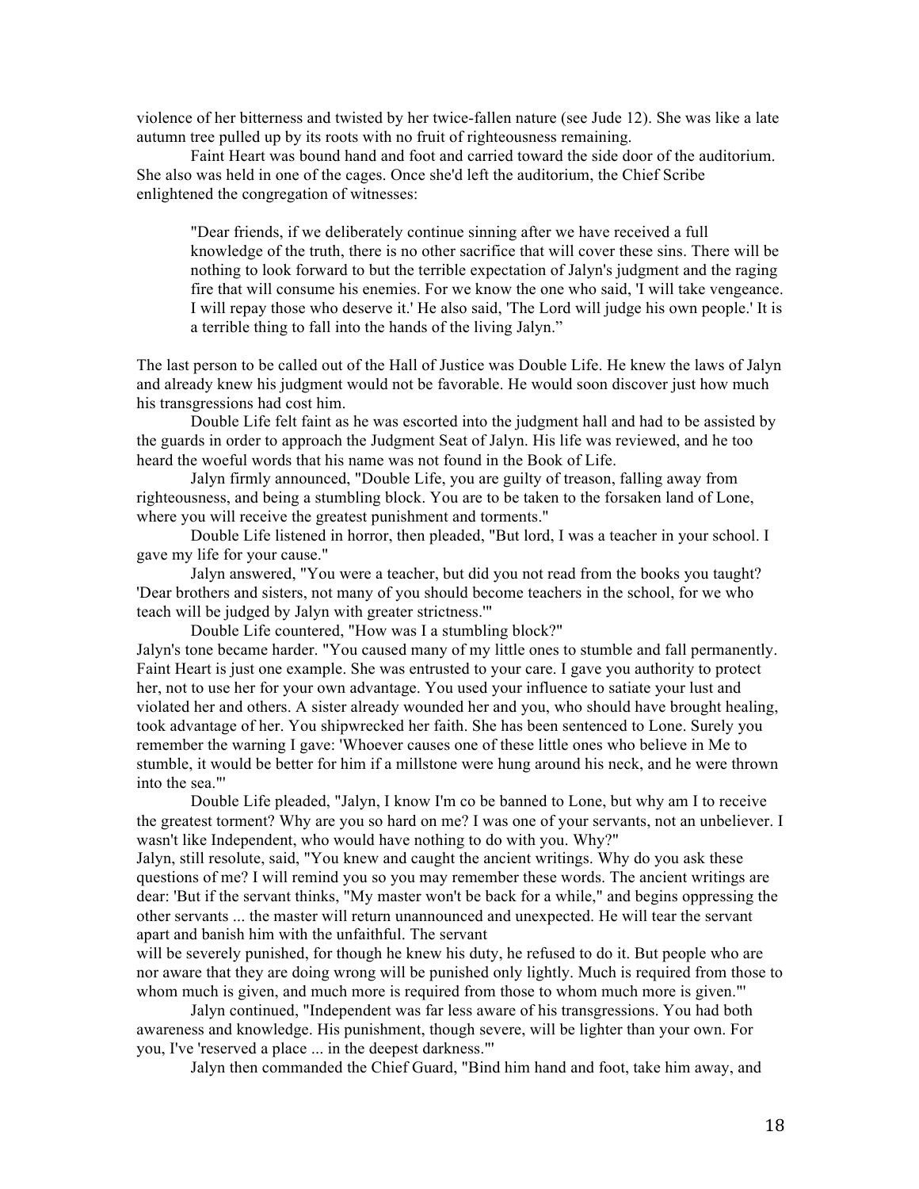violence of her bitterness and twisted by her twice-fallen nature (see Jude 12). She was like a late autumn tree pulled up by its roots with no fruit of righteousness remaining.

Faint Heart was bound hand and foot and carried toward the side door of the auditorium. She also was held in one of the cages. Once she'd left the auditorium, the Chief Scribe enlightened the congregation of witnesses:

> "Dear friends, if we deliberately continue sinning after we have received a full knowledge of the truth, there is no other sacrifice that will cover these sins. There will be nothing to look forward to but the terrible expectation of Jalyn's judgment and the raging fire that will consume his enemies. For we know the one who said, 'I will take vengeance. I will repay those who deserve it.' He also said, 'The Lord will judge his own people.' It is a terrible thing to fall into the hands of the living Jalyn."

The last person to be called out of the Hall of Justice was Double Life. He knew the laws of Jalyn and already knew his judgment would not be favorable. He would soon discover just how much his transgressions had cost him.

Double Life felt faint as he was escorted into the judgment hall and had to be assisted by the guards in order to approach the Judgment Seat of Jalyn. His life was reviewed, and he too heard the woeful words that his name was not found in the Book of Life.

Jalyn firmly announced, "Double Life, you are guilty of treason, falling away from righteousness, and being a stumbling block. You are to be taken to the forsaken land of Lone, where you will receive the greatest punishment and torments."

Double Life listened in horror, then pleaded, "But lord, I was a teacher in your school. I gave my life for your cause."

Jalyn answered, "You were a teacher, but did you not read from the books you taught? 'Dear brothers and sisters, not many of you should become teachers in the school, for we who teach will be judged by Jalyn with greater strictness.'"

Double Life countered, "How was I a stumbling block?"

Jalyn's tone became harder. "You caused many of my little ones to stumble and fall permanently. Faint Heart is just one example. She was entrusted to your care. I gave you authority to protect her, not to use her for your own advantage. You used your influence to satiate your lust and violated her and others. A sister already wounded her and you, who should have brought healing, took advantage of her. You shipwrecked her faith. She has been sentenced to Lone. Surely you remember the warning I gave: 'Whoever causes one of these little ones who believe in Me to stumble, it would be better for him if a millstone were hung around his neck, and he were thrown into the sea.'"

Double Life pleaded, "Jalyn, I know I'm co be banned to Lone, but why am I to receive the greatest torment? Why are you so hard on me? I was one of your servants, not an unbeliever. I wasn't like Independent, who would have nothing to do with you. Why?"

Jalyn, still resolute, said, "You knew and caught the ancient writings. Why do you ask these questions of me? I will remind you so you may remember these words. The ancient writings are dear: 'But if the servant thinks, "My master won't be back for a while," and begins oppressing the other servants ... the master will return unannounced and unexpected. He will tear the servant apart and banish him with the unfaithful. The servant will be severely punished, for though he knew his duty, he refused to do it. But people who are nor aware that they are doing wrong will be punished only lightly. Much is required from those to whom much is given, and much more is required from those to whom much more is given.'"

Jalyn continued, "Independent was far less aware of his transgressions. You had both awareness and knowledge. His punishment, though severe, will be lighter than your own. For you, I've 'reserved a place ... in the deepest darkness.'"

Jalyn then commanded the Chief Guard, "Bind him hand and foot, take him away, and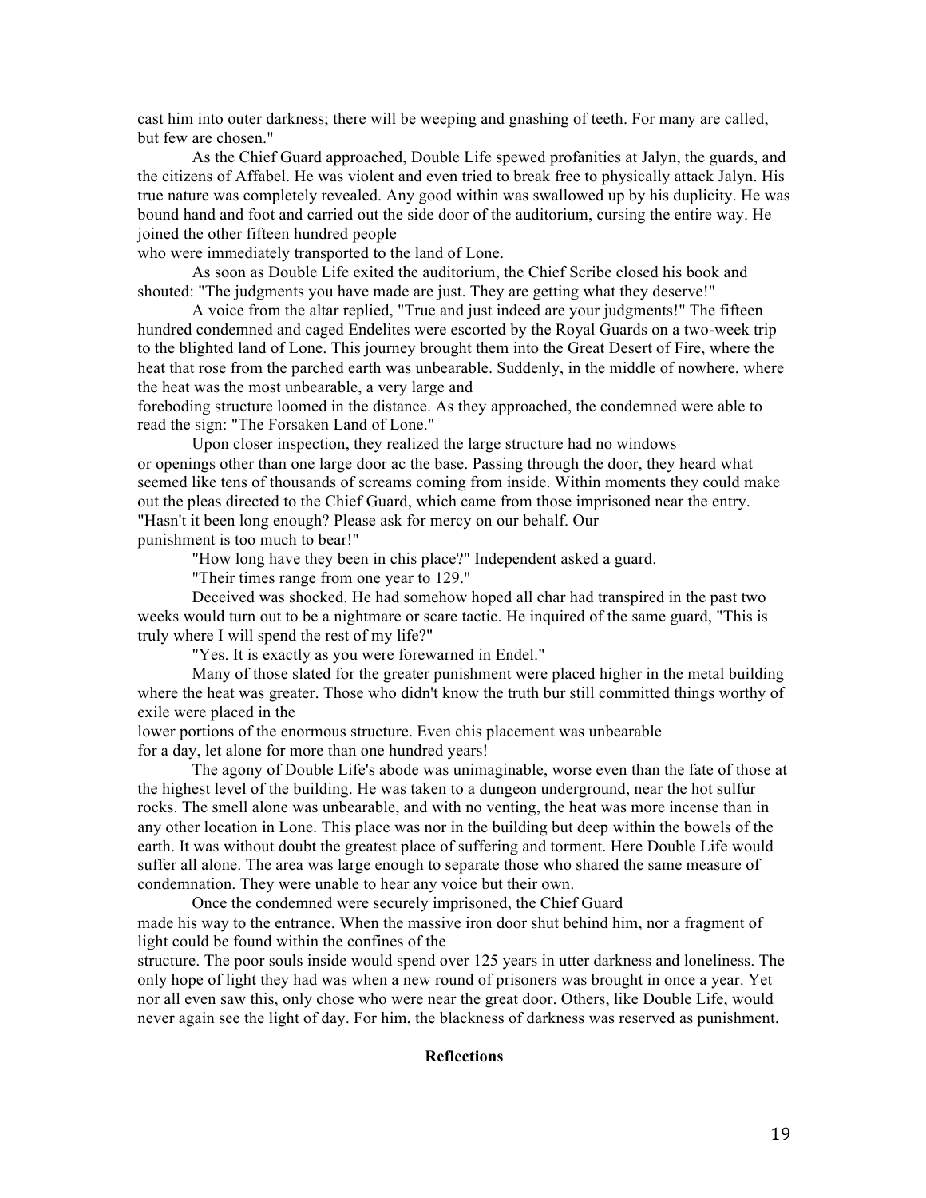cast him into outer darkness; there will be weeping and gnashing of teeth. For many are called, but few are chosen."

As the Chief Guard approached, Double Life spewed profanities at Jalyn, the guards, and the citizens of Affabel. He was violent and even tried to break free to physically attack Jalyn. His true nature was completely revealed. Any good within was swallowed up by his duplicity. He was bound hand and foot and carried out the side door of the auditorium, cursing the entire way. He joined the other fifteen hundred people who were immediately transported to the land of Lone.

As soon as Double Life exited the auditorium, the Chief Scribe closed his book and shouted: "The judgments you have made are just. They are getting what they deserve!"

A voice from the altar replied, "True and just indeed are your judgments!" The fifteen hundred condemned and caged Endelites were escorted by the Royal Guards on a two-week trip to the blighted land of Lone. This journey brought them into the Great Desert of Fire, where the heat that rose from the parched earth was unbearable. Suddenly, in the middle of nowhere, where the heat was the most unbearable, a very large and foreboding structure loomed in the distance. As they approached, the condemned were able to read the sign: "The Forsaken Land of Lone."

Upon closer inspection, they realized the large structure had no windows or openings other than one large door ac the base. Passing through the door, they heard what seemed like tens of thousands of screams coming from inside. Within moments they could make out the pleas directed to the Chief Guard, which came from those imprisoned near the entry. "Hasn't it been long enough? Please ask for mercy on our behalf. Our punishment is too much to bear!"

"How long have they been in chis place?" Independent asked a guard.

"Their times range from one year to 129."

Deceived was shocked. He had somehow hoped all char had transpired in the past two weeks would turn out to be a nightmare or scare tactic. He inquired of the same guard, "This is truly where I will spend the rest of my life?"

"Yes. It is exactly as you were forewarned in Endel."

Many of those slated for the greater punishment were placed higher in the metal building where the heat was greater. Those who didn't know the truth bur still committed things worthy of exile were placed in the lower portions of the enormous structure. Even chis placement was unbearable for a day, let alone for more than one hundred years!

The agony of Double Life's abode was unimaginable, worse even than the fate of those at the highest level of the building. He was taken to a dungeon underground, near the hot sulfur rocks. The smell alone was unbearable, and with no venting, the heat was more incense than in any other location in Lone. This place was nor in the building but deep within the bowels of the earth. It was without doubt the greatest place of suffering and torment. Here Double Life would suffer all alone. The area was large enough to separate those who shared the same measure of condemnation. They were unable to hear any voice but their own.

Once the condemned were securely imprisoned, the Chief Guard made his way to the entrance. When the massive iron door shut behind him, nor a fragment of light could be found within the confines of the structure. The poor souls inside would spend over 125 years in utter darkness and loneliness. The only hope of light they had was when a new round of prisoners was brought in once a year. Yet nor all even saw this, only chose who were near the great door. Others, like Double Life, would never again see the light of day. For him, the blackness of darkness was reserved as punishment.

**Reflections**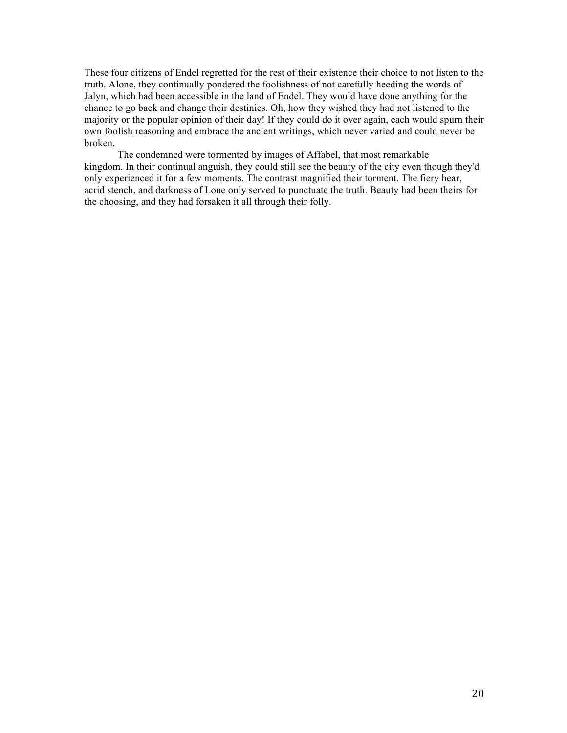These four citizens of Endel regretted for the rest of their existence their choice to not listen to the truth. Alone, they continually pondered the foolishness of not carefully heeding the words of Jalyn, which had been accessible in the land of Endel. They would have done anything for the chance to go back and change their destinies. Oh, how they wished they had not listened to the majority or the popular opinion of their day! If they could do it over again, each would spurn their own foolish reasoning and embrace the ancient writings, which never varied and could never be broken.

The condemned were tormented by images of Affabel, that most remarkable kingdom. In their continual anguish, they could still see the beauty of the city even though they'd only experienced it for a few moments. The contrast magnified their torment. The fiery hear, acrid stench, and darkness of Lone only served to punctuate the truth. Beauty had been theirs for the choosing, and they had forsaken it all through their folly.